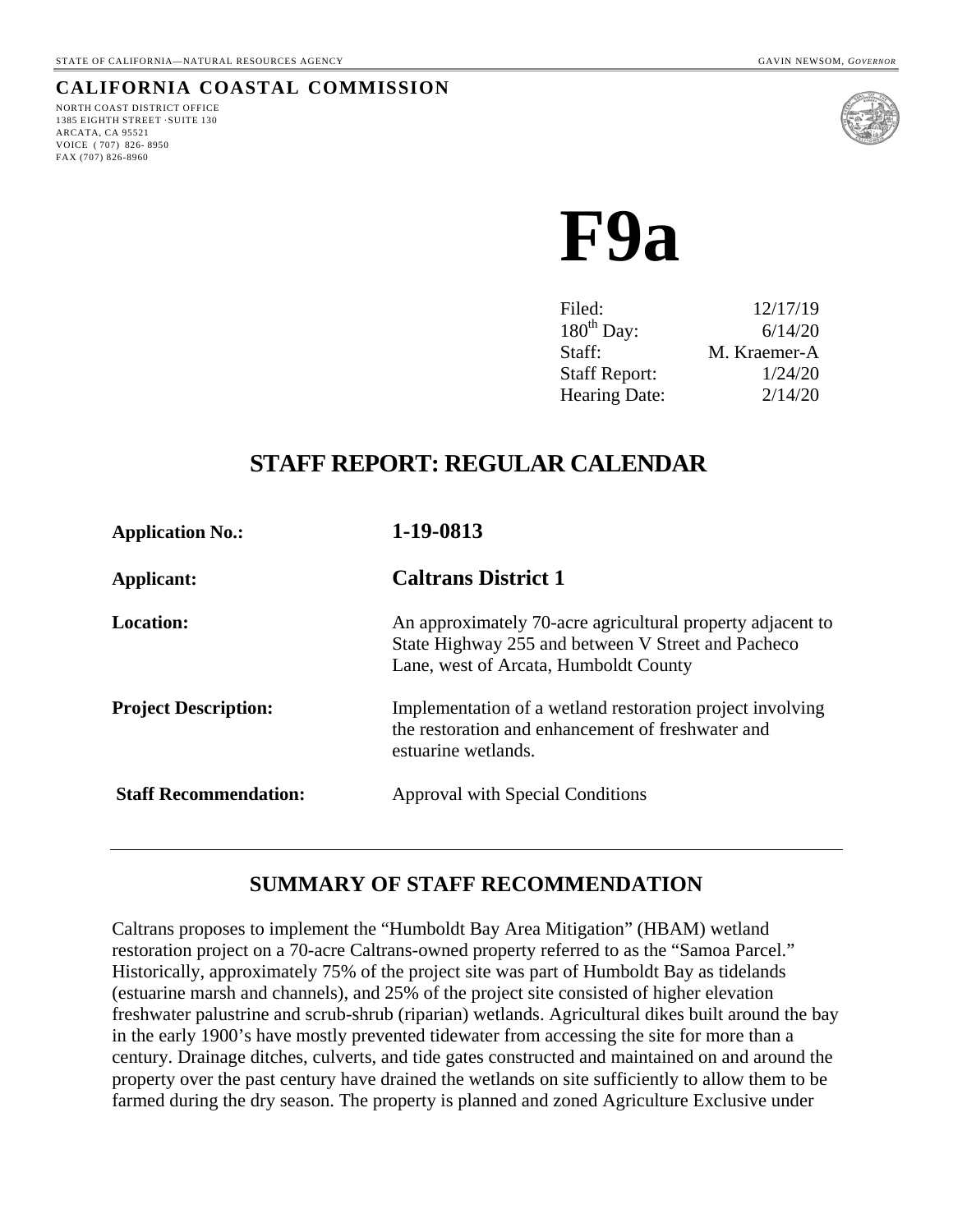STATE OF CALIFORNIA—NATURAL RESOURCES AGENCY GAVIN NEWSOM, *GOVERNOR*

**CALIFORNIA COASTAL COMMISSION**

NORTH COAST DISTRICT OFFICE
1385 EIGHTH STREET ·SUITE 130
ARCATA, CA 95521
VOICE (707) 826-8950
FAX (707) 826-8960

# F9a

| | |
|---|---|
| Filed: | 12/17/19 |
| 180th Day: | 6/14/20 |
| Staff: | M. Kraemer-A |
| Staff Report: | 1/24/20 |
| Hearing Date: | 2/14/20 |

## STAFF REPORT: REGULAR CALENDAR

**Application No.:** **1-19-0813**

**Applicant:** **Caltrans District 1**

**Location:** An approximately 70-acre agricultural property adjacent to State Highway 255 and between V Street and Pacheco Lane, west of Arcata, Humboldt County

**Project Description:** Implementation of a wetland restoration project involving the restoration and enhancement of freshwater and estuarine wetlands.

**Staff Recommendation:** Approval with Special Conditions

---

## SUMMARY OF STAFF RECOMMENDATION

Caltrans proposes to implement the "Humboldt Bay Area Mitigation" (HBAM) wetland restoration project on a 70-acre Caltrans-owned property referred to as the "Samoa Parcel." Historically, approximately 75% of the project site was part of Humboldt Bay as tidelands (estuarine marsh and channels), and 25% of the project site consisted of higher elevation freshwater palustrine and scrub-shrub (riparian) wetlands. Agricultural dikes built around the bay in the early 1900's have mostly prevented tidewater from accessing the site for more than a century. Drainage ditches, culverts, and tide gates constructed and maintained on and around the property over the past century have drained the wetlands on site sufficiently to allow them to be farmed during the dry season. The property is planned and zoned Agriculture Exclusive under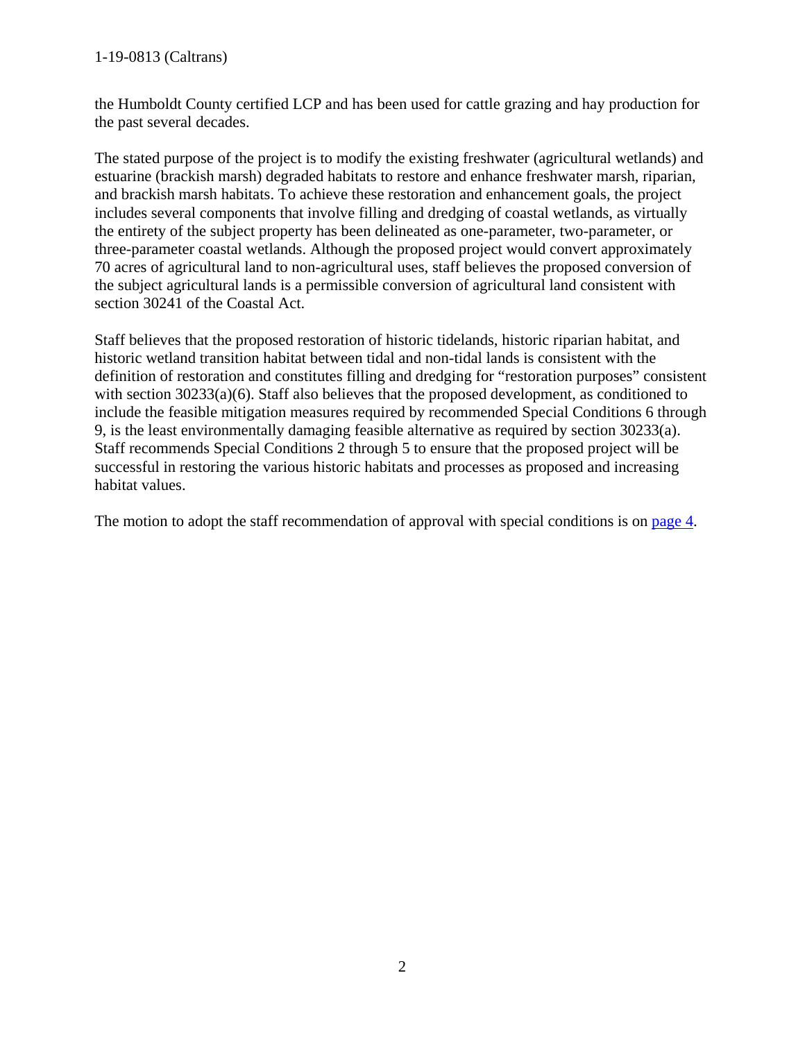the Humboldt County certified LCP and has been used for cattle grazing and hay production for the past several decades.

The stated purpose of the project is to modify the existing freshwater (agricultural wetlands) and estuarine (brackish marsh) degraded habitats to restore and enhance freshwater marsh, riparian, and brackish marsh habitats. To achieve these restoration and enhancement goals, the project includes several components that involve filling and dredging of coastal wetlands, as virtually the entirety of the subject property has been delineated as one-parameter, two-parameter, or three-parameter coastal wetlands. Although the proposed project would convert approximately 70 acres of agricultural land to non-agricultural uses, staff believes the proposed conversion of the subject agricultural lands is a permissible conversion of agricultural land consistent with section 30241 of the Coastal Act.

Staff believes that the proposed restoration of historic tidelands, historic riparian habitat, and historic wetland transition habitat between tidal and non-tidal lands is consistent with the definition of restoration and constitutes filling and dredging for "restoration purposes" consistent with section 30233(a)(6). Staff also believes that the proposed development, as conditioned to include the feasible mitigation measures required by recommended Special Conditions 6 through 9, is the least environmentally damaging feasible alternative as required by section 30233(a). Staff recommends Special Conditions 2 through 5 to ensure that the proposed project will be successful in restoring the various historic habitats and processes as proposed and increasing habitat values.

The motion to adopt the staff recommendation of approval with special conditions is on page 4.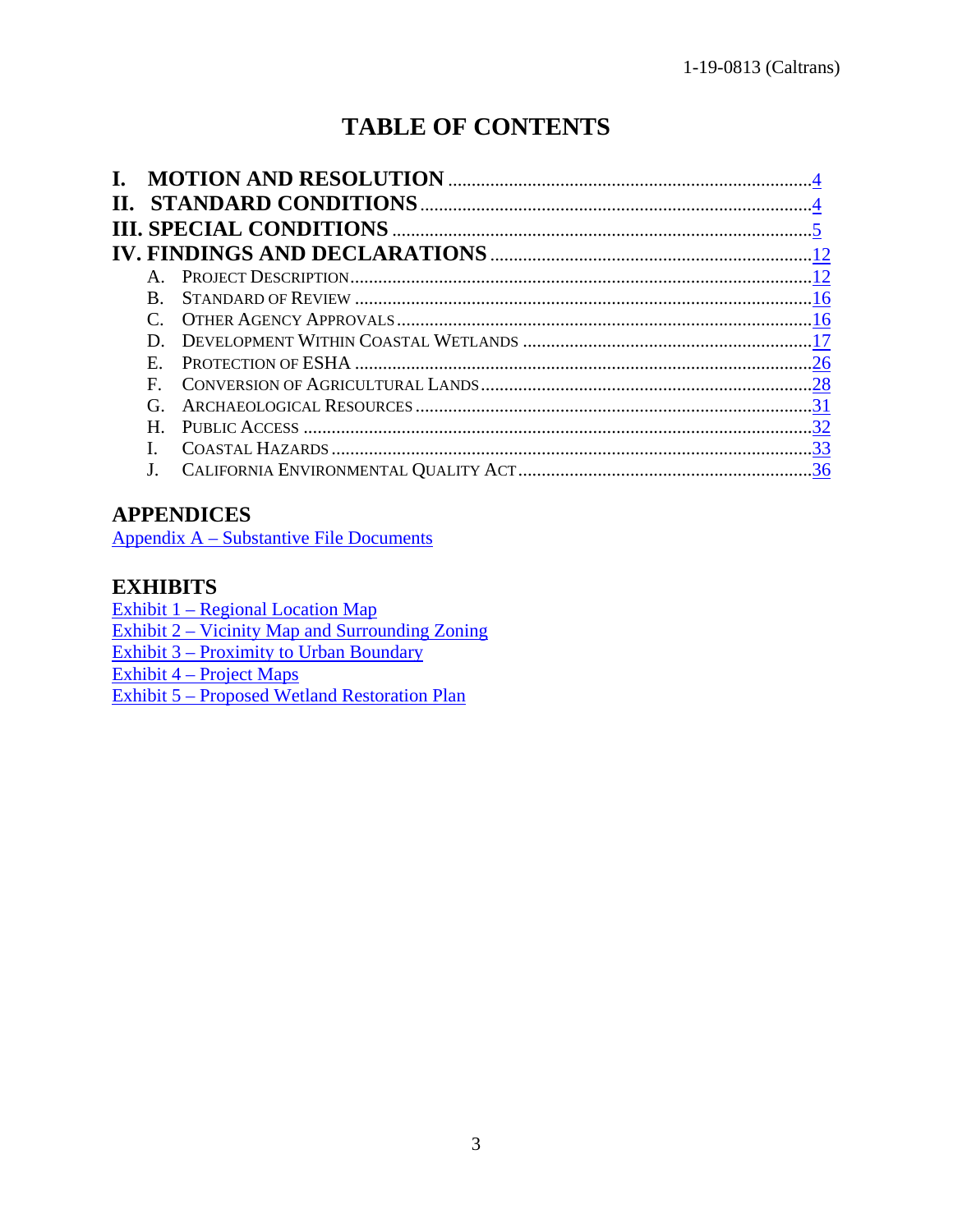# TABLE OF CONTENTS

**I. MOTION AND RESOLUTION** .......... 4
**II. STANDARD CONDITIONS** .......... 4
**III. SPECIAL CONDITIONS** .......... 5
**IV. FINDINGS AND DECLARATIONS** .......... 12

- A. PROJECT DESCRIPTION .......... 12
- B. STANDARD OF REVIEW .......... 16
- C. OTHER AGENCY APPROVALS .......... 16
- D. DEVELOPMENT WITHIN COASTAL WETLANDS .......... 17
- E. PROTECTION OF ESHA .......... 26
- F. CONVERSION OF AGRICULTURAL LANDS .......... 28
- G. ARCHAEOLOGICAL RESOURCES .......... 31
- H. PUBLIC ACCESS .......... 32
- I. COASTAL HAZARDS .......... 33
- J. CALIFORNIA ENVIRONMENTAL QUALITY ACT .......... 36

## APPENDICES

Appendix A – Substantive File Documents

## EXHIBITS

Exhibit 1 – Regional Location Map
Exhibit 2 – Vicinity Map and Surrounding Zoning
Exhibit 3 – Proximity to Urban Boundary
Exhibit 4 – Project Maps
Exhibit 5 – Proposed Wetland Restoration Plan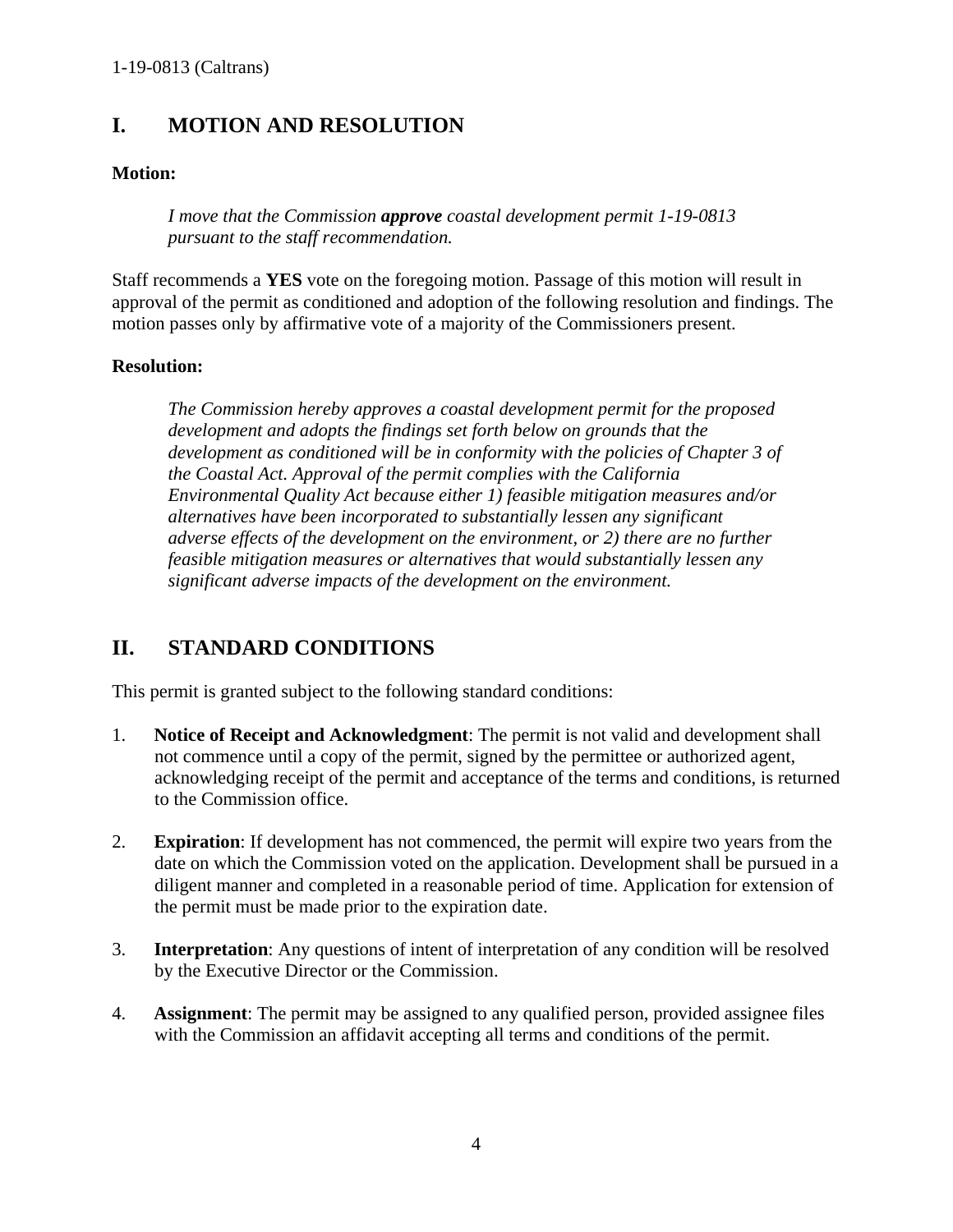## I. MOTION AND RESOLUTION

**Motion:**

> *I move that the Commission **approve** coastal development permit 1-19-0813 pursuant to the staff recommendation.*

Staff recommends a **YES** vote on the foregoing motion. Passage of this motion will result in approval of the permit as conditioned and adoption of the following resolution and findings. The motion passes only by affirmative vote of a majority of the Commissioners present.

**Resolution:**

> *The Commission hereby approves a coastal development permit for the proposed development and adopts the findings set forth below on grounds that the development as conditioned will be in conformity with the policies of Chapter 3 of the Coastal Act. Approval of the permit complies with the California Environmental Quality Act because either 1) feasible mitigation measures and/or alternatives have been incorporated to substantially lessen any significant adverse effects of the development on the environment, or 2) there are no further feasible mitigation measures or alternatives that would substantially lessen any significant adverse impacts of the development on the environment.*

## II. STANDARD CONDITIONS

This permit is granted subject to the following standard conditions:

1. **Notice of Receipt and Acknowledgment**: The permit is not valid and development shall not commence until a copy of the permit, signed by the permittee or authorized agent, acknowledging receipt of the permit and acceptance of the terms and conditions, is returned to the Commission office.

2. **Expiration**: If development has not commenced, the permit will expire two years from the date on which the Commission voted on the application. Development shall be pursued in a diligent manner and completed in a reasonable period of time. Application for extension of the permit must be made prior to the expiration date.

3. **Interpretation**: Any questions of intent of interpretation of any condition will be resolved by the Executive Director or the Commission.

4. **Assignment**: The permit may be assigned to any qualified person, provided assignee files with the Commission an affidavit accepting all terms and conditions of the permit.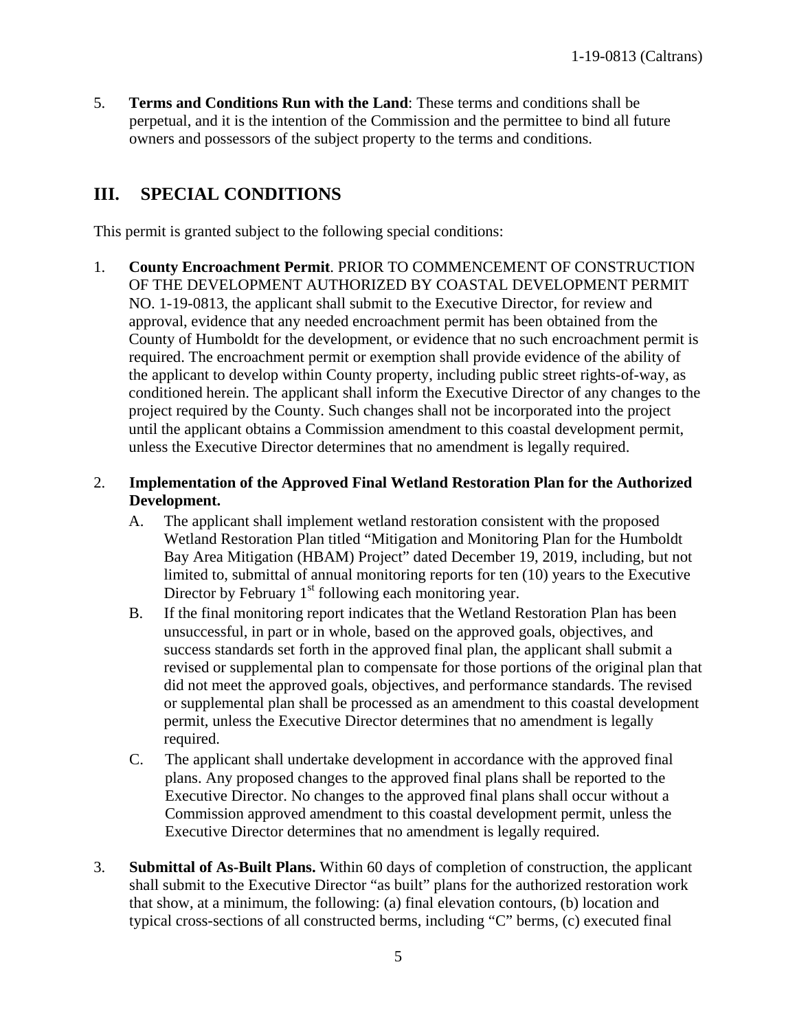5. **Terms and Conditions Run with the Land**: These terms and conditions shall be perpetual, and it is the intention of the Commission and the permittee to bind all future owners and possessors of the subject property to the terms and conditions.

## III. SPECIAL CONDITIONS

This permit is granted subject to the following special conditions:

1. **County Encroachment Permit**. PRIOR TO COMMENCEMENT OF CONSTRUCTION OF THE DEVELOPMENT AUTHORIZED BY COASTAL DEVELOPMENT PERMIT NO. 1-19-0813, the applicant shall submit to the Executive Director, for review and approval, evidence that any needed encroachment permit has been obtained from the County of Humboldt for the development, or evidence that no such encroachment permit is required. The encroachment permit or exemption shall provide evidence of the ability of the applicant to develop within County property, including public street rights-of-way, as conditioned herein. The applicant shall inform the Executive Director of any changes to the project required by the County. Such changes shall not be incorporated into the project until the applicant obtains a Commission amendment to this coastal development permit, unless the Executive Director determines that no amendment is legally required.

2. **Implementation of the Approved Final Wetland Restoration Plan for the Authorized Development.**
   A. The applicant shall implement wetland restoration consistent with the proposed Wetland Restoration Plan titled "Mitigation and Monitoring Plan for the Humboldt Bay Area Mitigation (HBAM) Project" dated December 19, 2019, including, but not limited to, submittal of annual monitoring reports for ten (10) years to the Executive Director by February 1st following each monitoring year.
   B. If the final monitoring report indicates that the Wetland Restoration Plan has been unsuccessful, in part or in whole, based on the approved goals, objectives, and success standards set forth in the approved final plan, the applicant shall submit a revised or supplemental plan to compensate for those portions of the original plan that did not meet the approved goals, objectives, and performance standards. The revised or supplemental plan shall be processed as an amendment to this coastal development permit, unless the Executive Director determines that no amendment is legally required.
   C. The applicant shall undertake development in accordance with the approved final plans. Any proposed changes to the approved final plans shall be reported to the Executive Director. No changes to the approved final plans shall occur without a Commission approved amendment to this coastal development permit, unless the Executive Director determines that no amendment is legally required.

3. **Submittal of As-Built Plans.** Within 60 days of completion of construction, the applicant shall submit to the Executive Director "as built" plans for the authorized restoration work that show, at a minimum, the following: (a) final elevation contours, (b) location and typical cross-sections of all constructed berms, including "C" berms, (c) executed final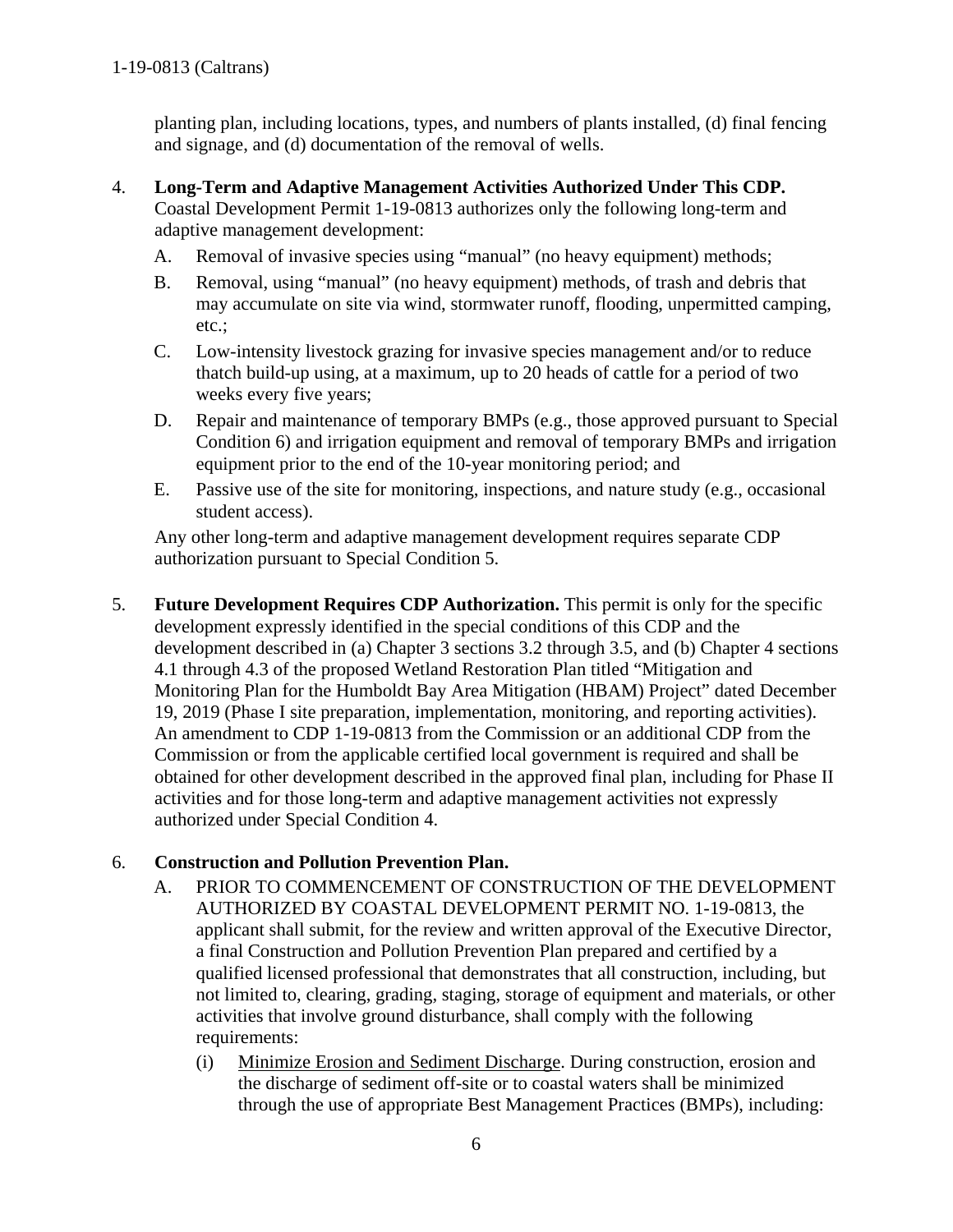planting plan, including locations, types, and numbers of plants installed, (d) final fencing and signage, and (d) documentation of the removal of wells.

4. **Long-Term and Adaptive Management Activities Authorized Under This CDP.** Coastal Development Permit 1-19-0813 authorizes only the following long-term and adaptive management development:

   A. Removal of invasive species using "manual" (no heavy equipment) methods;

   B. Removal, using "manual" (no heavy equipment) methods, of trash and debris that may accumulate on site via wind, stormwater runoff, flooding, unpermitted camping, etc.;

   C. Low-intensity livestock grazing for invasive species management and/or to reduce thatch build-up using, at a maximum, up to 20 heads of cattle for a period of two weeks every five years;

   D. Repair and maintenance of temporary BMPs (e.g., those approved pursuant to Special Condition 6) and irrigation equipment and removal of temporary BMPs and irrigation equipment prior to the end of the 10-year monitoring period; and

   E. Passive use of the site for monitoring, inspections, and nature study (e.g., occasional student access).

   Any other long-term and adaptive management development requires separate CDP authorization pursuant to Special Condition 5.

5. **Future Development Requires CDP Authorization.** This permit is only for the specific development expressly identified in the special conditions of this CDP and the development described in (a) Chapter 3 sections 3.2 through 3.5, and (b) Chapter 4 sections 4.1 through 4.3 of the proposed Wetland Restoration Plan titled "Mitigation and Monitoring Plan for the Humboldt Bay Area Mitigation (HBAM) Project" dated December 19, 2019 (Phase I site preparation, implementation, monitoring, and reporting activities). An amendment to CDP 1-19-0813 from the Commission or an additional CDP from the Commission or from the applicable certified local government is required and shall be obtained for other development described in the approved final plan, including for Phase II activities and for those long-term and adaptive management activities not expressly authorized under Special Condition 4.

6. **Construction and Pollution Prevention Plan.**

   A. PRIOR TO COMMENCEMENT OF CONSTRUCTION OF THE DEVELOPMENT AUTHORIZED BY COASTAL DEVELOPMENT PERMIT NO. 1-19-0813, the applicant shall submit, for the review and written approval of the Executive Director, a final Construction and Pollution Prevention Plan prepared and certified by a qualified licensed professional that demonstrates that all construction, including, but not limited to, clearing, grading, staging, storage of equipment and materials, or other activities that involve ground disturbance, shall comply with the following requirements:

      (i) Minimize Erosion and Sediment Discharge. During construction, erosion and the discharge of sediment off-site or to coastal waters shall be minimized through the use of appropriate Best Management Practices (BMPs), including: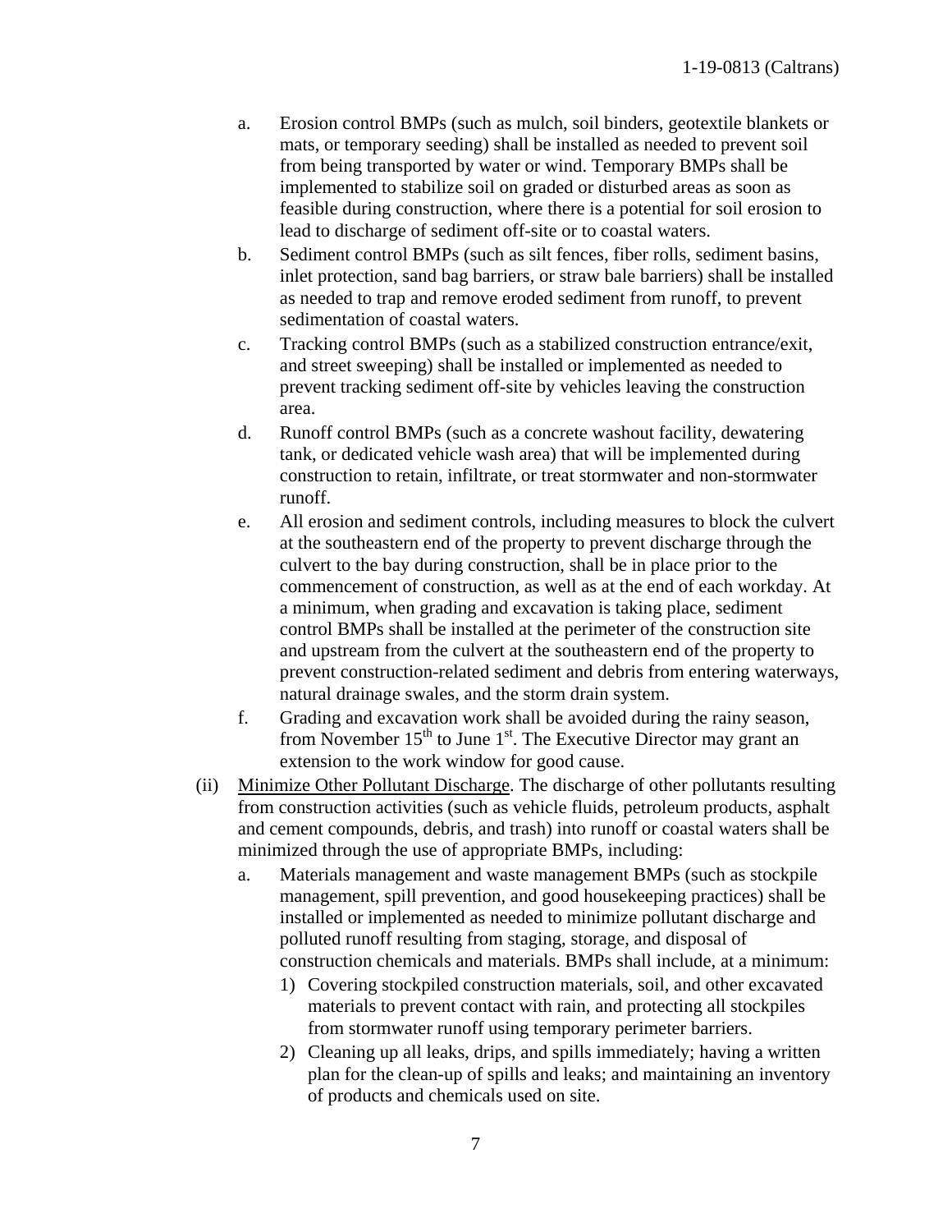a. Erosion control BMPs (such as mulch, soil binders, geotextile blankets or mats, or temporary seeding) shall be installed as needed to prevent soil from being transported by water or wind. Temporary BMPs shall be implemented to stabilize soil on graded or disturbed areas as soon as feasible during construction, where there is a potential for soil erosion to lead to discharge of sediment off-site or to coastal waters.
b. Sediment control BMPs (such as silt fences, fiber rolls, sediment basins, inlet protection, sand bag barriers, or straw bale barriers) shall be installed as needed to trap and remove eroded sediment from runoff, to prevent sedimentation of coastal waters.
c. Tracking control BMPs (such as a stabilized construction entrance/exit, and street sweeping) shall be installed or implemented as needed to prevent tracking sediment off-site by vehicles leaving the construction area.
d. Runoff control BMPs (such as a concrete washout facility, dewatering tank, or dedicated vehicle wash area) that will be implemented during construction to retain, infiltrate, or treat stormwater and non-stormwater runoff.
e. All erosion and sediment controls, including measures to block the culvert at the southeastern end of the property to prevent discharge through the culvert to the bay during construction, shall be in place prior to the commencement of construction, as well as at the end of each workday. At a minimum, when grading and excavation is taking place, sediment control BMPs shall be installed at the perimeter of the construction site and upstream from the culvert at the southeastern end of the property to prevent construction-related sediment and debris from entering waterways, natural drainage swales, and the storm drain system.
f. Grading and excavation work shall be avoided during the rainy season, from November 15th to June 1st. The Executive Director may grant an extension to the work window for good cause.

(ii) Minimize Other Pollutant Discharge. The discharge of other pollutants resulting from construction activities (such as vehicle fluids, petroleum products, asphalt and cement compounds, debris, and trash) into runoff or coastal waters shall be minimized through the use of appropriate BMPs, including:

a. Materials management and waste management BMPs (such as stockpile management, spill prevention, and good housekeeping practices) shall be installed or implemented as needed to minimize pollutant discharge and polluted runoff resulting from staging, storage, and disposal of construction chemicals and materials. BMPs shall include, at a minimum:
    1) Covering stockpiled construction materials, soil, and other excavated materials to prevent contact with rain, and protecting all stockpiles from stormwater runoff using temporary perimeter barriers.
    2) Cleaning up all leaks, drips, and spills immediately; having a written plan for the clean-up of spills and leaks; and maintaining an inventory of products and chemicals used on site.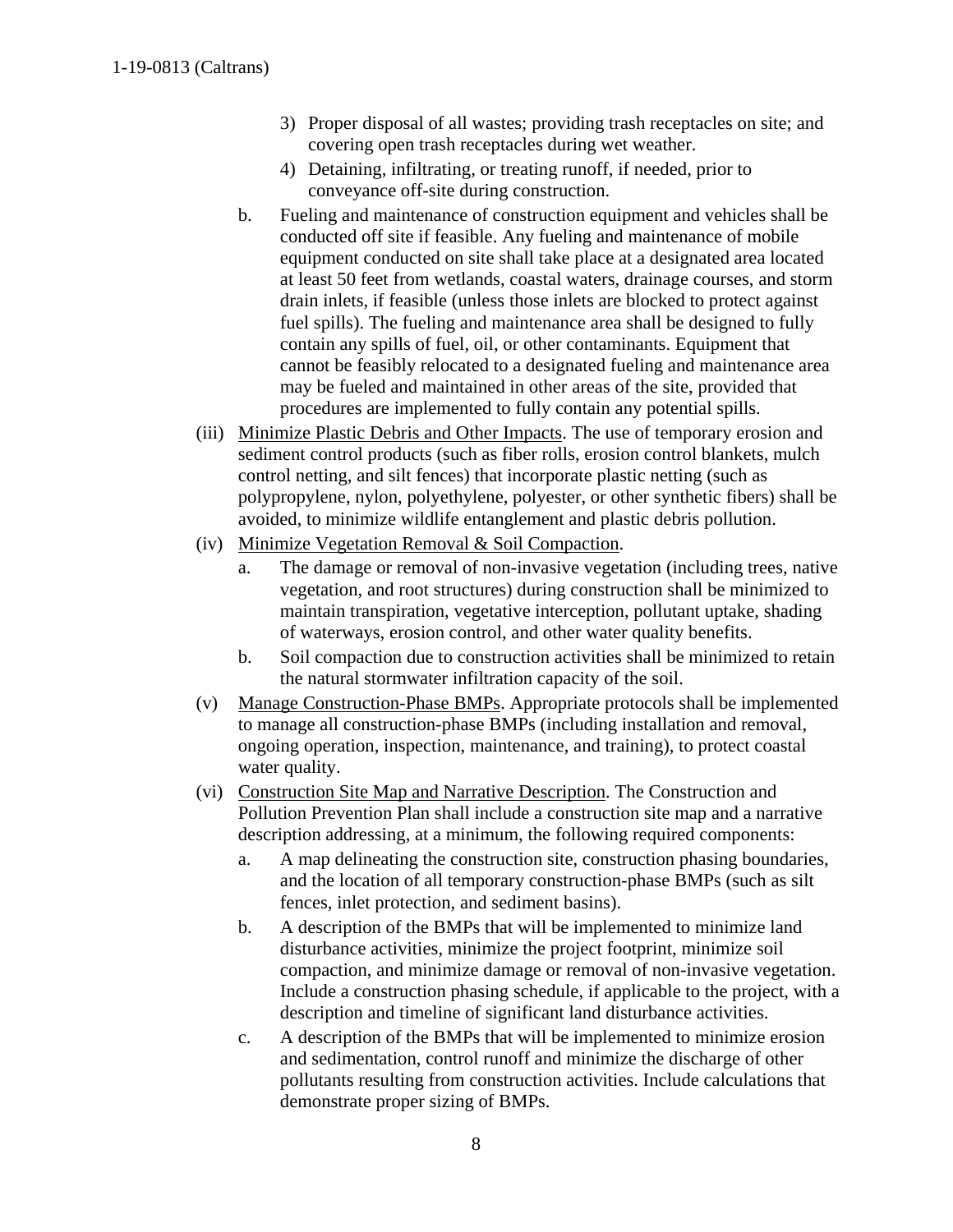3) Proper disposal of all wastes; providing trash receptacles on site; and covering open trash receptacles during wet weather.
4) Detaining, infiltrating, or treating runoff, if needed, prior to conveyance off-site during construction.

b. Fueling and maintenance of construction equipment and vehicles shall be conducted off site if feasible. Any fueling and maintenance of mobile equipment conducted on site shall take place at a designated area located at least 50 feet from wetlands, coastal waters, drainage courses, and storm drain inlets, if feasible (unless those inlets are blocked to protect against fuel spills). The fueling and maintenance area shall be designed to fully contain any spills of fuel, oil, or other contaminants. Equipment that cannot be feasibly relocated to a designated fueling and maintenance area may be fueled and maintained in other areas of the site, provided that procedures are implemented to fully contain any potential spills.

(iii) <u>Minimize Plastic Debris and Other Impacts</u>. The use of temporary erosion and sediment control products (such as fiber rolls, erosion control blankets, mulch control netting, and silt fences) that incorporate plastic netting (such as polypropylene, nylon, polyethylene, polyester, or other synthetic fibers) shall be avoided, to minimize wildlife entanglement and plastic debris pollution.

(iv) <u>Minimize Vegetation Removal & Soil Compaction</u>.

a. The damage or removal of non-invasive vegetation (including trees, native vegetation, and root structures) during construction shall be minimized to maintain transpiration, vegetative interception, pollutant uptake, shading of waterways, erosion control, and other water quality benefits.

b. Soil compaction due to construction activities shall be minimized to retain the natural stormwater infiltration capacity of the soil.

(v) <u>Manage Construction-Phase BMPs</u>. Appropriate protocols shall be implemented to manage all construction-phase BMPs (including installation and removal, ongoing operation, inspection, maintenance, and training), to protect coastal water quality.

(vi) <u>Construction Site Map and Narrative Description</u>. The Construction and Pollution Prevention Plan shall include a construction site map and a narrative description addressing, at a minimum, the following required components:

a. A map delineating the construction site, construction phasing boundaries, and the location of all temporary construction-phase BMPs (such as silt fences, inlet protection, and sediment basins).

b. A description of the BMPs that will be implemented to minimize land disturbance activities, minimize the project footprint, minimize soil compaction, and minimize damage or removal of non-invasive vegetation. Include a construction phasing schedule, if applicable to the project, with a description and timeline of significant land disturbance activities.

c. A description of the BMPs that will be implemented to minimize erosion and sedimentation, control runoff and minimize the discharge of other pollutants resulting from construction activities. Include calculations that demonstrate proper sizing of BMPs.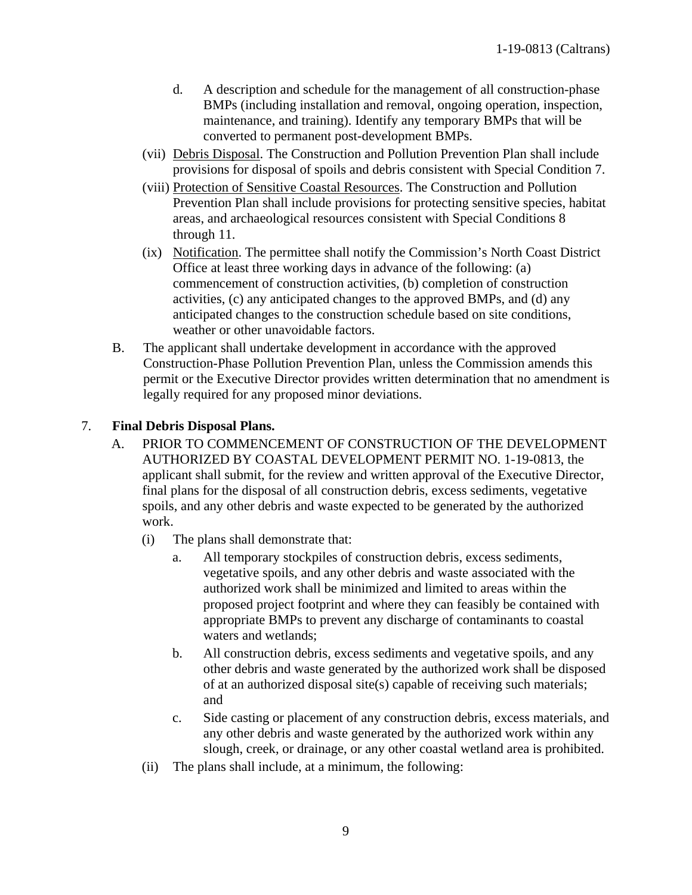d. A description and schedule for the management of all construction-phase BMPs (including installation and removal, ongoing operation, inspection, maintenance, and training). Identify any temporary BMPs that will be converted to permanent post-development BMPs.

(vii) Debris Disposal. The Construction and Pollution Prevention Plan shall include provisions for disposal of spoils and debris consistent with Special Condition 7.

(viii) Protection of Sensitive Coastal Resources. The Construction and Pollution Prevention Plan shall include provisions for protecting sensitive species, habitat areas, and archaeological resources consistent with Special Conditions 8 through 11.

(ix) Notification. The permittee shall notify the Commission's North Coast District Office at least three working days in advance of the following: (a) commencement of construction activities, (b) completion of construction activities, (c) any anticipated changes to the approved BMPs, and (d) any anticipated changes to the construction schedule based on site conditions, weather or other unavoidable factors.

B. The applicant shall undertake development in accordance with the approved Construction-Phase Pollution Prevention Plan, unless the Commission amends this permit or the Executive Director provides written determination that no amendment is legally required for any proposed minor deviations.

7. **Final Debris Disposal Plans.**

A. PRIOR TO COMMENCEMENT OF CONSTRUCTION OF THE DEVELOPMENT AUTHORIZED BY COASTAL DEVELOPMENT PERMIT NO. 1-19-0813, the applicant shall submit, for the review and written approval of the Executive Director, final plans for the disposal of all construction debris, excess sediments, vegetative spoils, and any other debris and waste expected to be generated by the authorized work.

(i) The plans shall demonstrate that:

a. All temporary stockpiles of construction debris, excess sediments, vegetative spoils, and any other debris and waste associated with the authorized work shall be minimized and limited to areas within the proposed project footprint and where they can feasibly be contained with appropriate BMPs to prevent any discharge of contaminants to coastal waters and wetlands;

b. All construction debris, excess sediments and vegetative spoils, and any other debris and waste generated by the authorized work shall be disposed of at an authorized disposal site(s) capable of receiving such materials; and

c. Side casting or placement of any construction debris, excess materials, and any other debris and waste generated by the authorized work within any slough, creek, or drainage, or any other coastal wetland area is prohibited.

(ii) The plans shall include, at a minimum, the following: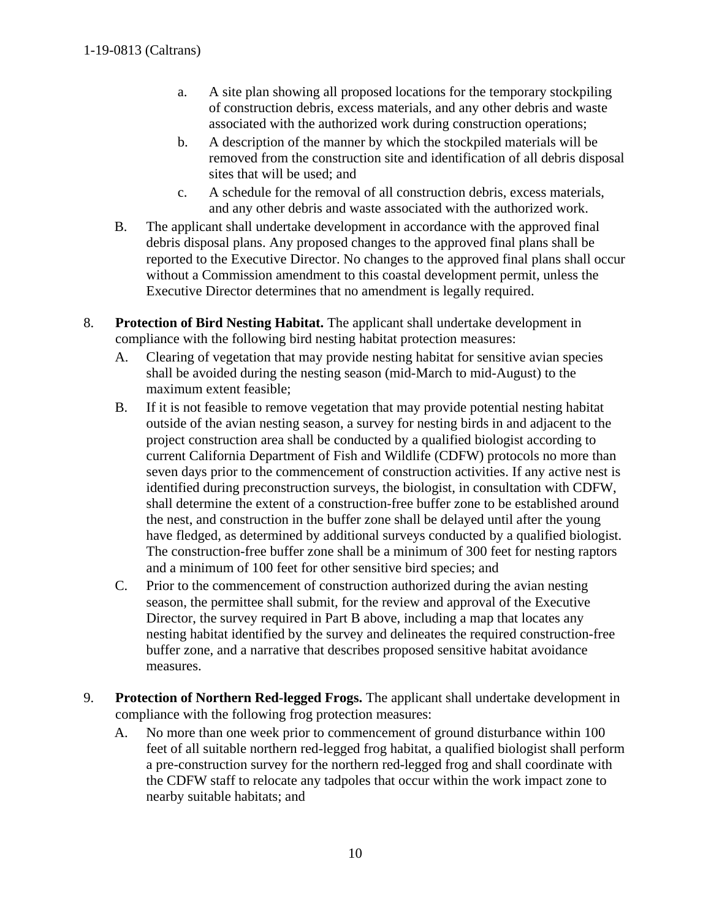a. A site plan showing all proposed locations for the temporary stockpiling of construction debris, excess materials, and any other debris and waste associated with the authorized work during construction operations;
   b. A description of the manner by which the stockpiled materials will be removed from the construction site and identification of all debris disposal sites that will be used; and
   c. A schedule for the removal of all construction debris, excess materials, and any other debris and waste associated with the authorized work.

B. The applicant shall undertake development in accordance with the approved final debris disposal plans. Any proposed changes to the approved final plans shall be reported to the Executive Director. No changes to the approved final plans shall occur without a Commission amendment to this coastal development permit, unless the Executive Director determines that no amendment is legally required.

8. **Protection of Bird Nesting Habitat.** The applicant shall undertake development in compliance with the following bird nesting habitat protection measures:

   A. Clearing of vegetation that may provide nesting habitat for sensitive avian species shall be avoided during the nesting season (mid-March to mid-August) to the maximum extent feasible;

   B. If it is not feasible to remove vegetation that may provide potential nesting habitat outside of the avian nesting season, a survey for nesting birds in and adjacent to the project construction area shall be conducted by a qualified biologist according to current California Department of Fish and Wildlife (CDFW) protocols no more than seven days prior to the commencement of construction activities. If any active nest is identified during preconstruction surveys, the biologist, in consultation with CDFW, shall determine the extent of a construction-free buffer zone to be established around the nest, and construction in the buffer zone shall be delayed until after the young have fledged, as determined by additional surveys conducted by a qualified biologist. The construction-free buffer zone shall be a minimum of 300 feet for nesting raptors and a minimum of 100 feet for other sensitive bird species; and

   C. Prior to the commencement of construction authorized during the avian nesting season, the permittee shall submit, for the review and approval of the Executive Director, the survey required in Part B above, including a map that locates any nesting habitat identified by the survey and delineates the required construction-free buffer zone, and a narrative that describes proposed sensitive habitat avoidance measures.

9. **Protection of Northern Red-legged Frogs.** The applicant shall undertake development in compliance with the following frog protection measures:

   A. No more than one week prior to commencement of ground disturbance within 100 feet of all suitable northern red-legged frog habitat, a qualified biologist shall perform a pre-construction survey for the northern red-legged frog and shall coordinate with the CDFW staff to relocate any tadpoles that occur within the work impact zone to nearby suitable habitats; and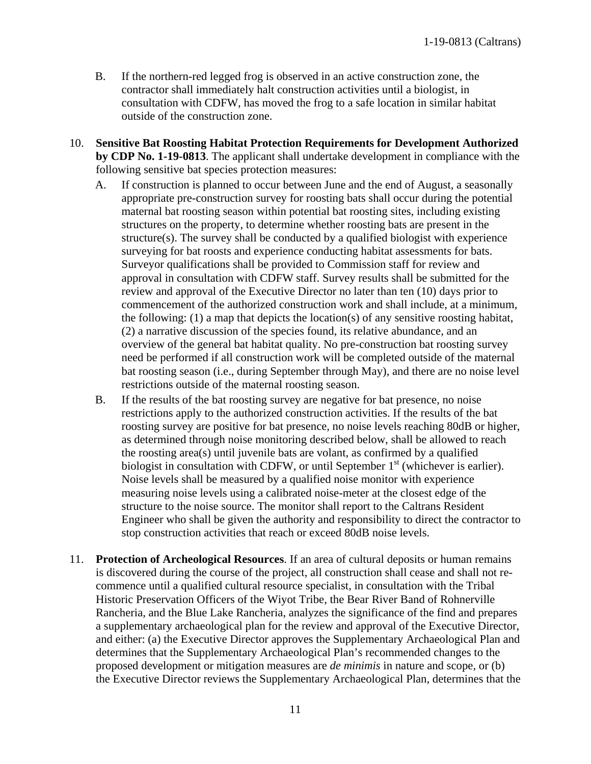B. If the northern-red legged frog is observed in an active construction zone, the contractor shall immediately halt construction activities until a biologist, in consultation with CDFW, has moved the frog to a safe location in similar habitat outside of the construction zone.

10. **Sensitive Bat Roosting Habitat Protection Requirements for Development Authorized by CDP No. 1-19-0813**. The applicant shall undertake development in compliance with the following sensitive bat species protection measures:

    A. If construction is planned to occur between June and the end of August, a seasonally appropriate pre-construction survey for roosting bats shall occur during the potential maternal bat roosting season within potential bat roosting sites, including existing structures on the property, to determine whether roosting bats are present in the structure(s). The survey shall be conducted by a qualified biologist with experience surveying for bat roosts and experience conducting habitat assessments for bats. Surveyor qualifications shall be provided to Commission staff for review and approval in consultation with CDFW staff. Survey results shall be submitted for the review and approval of the Executive Director no later than ten (10) days prior to commencement of the authorized construction work and shall include, at a minimum, the following: (1) a map that depicts the location(s) of any sensitive roosting habitat, (2) a narrative discussion of the species found, its relative abundance, and an overview of the general bat habitat quality. No pre-construction bat roosting survey need be performed if all construction work will be completed outside of the maternal bat roosting season (i.e., during September through May), and there are no noise level restrictions outside of the maternal roosting season.

    B. If the results of the bat roosting survey are negative for bat presence, no noise restrictions apply to the authorized construction activities. If the results of the bat roosting survey are positive for bat presence, no noise levels reaching 80dB or higher, as determined through noise monitoring described below, shall be allowed to reach the roosting area(s) until juvenile bats are volant, as confirmed by a qualified biologist in consultation with CDFW, or until September 1st (whichever is earlier). Noise levels shall be measured by a qualified noise monitor with experience measuring noise levels using a calibrated noise-meter at the closest edge of the structure to the noise source. The monitor shall report to the Caltrans Resident Engineer who shall be given the authority and responsibility to direct the contractor to stop construction activities that reach or exceed 80dB noise levels.

11. **Protection of Archeological Resources**. If an area of cultural deposits or human remains is discovered during the course of the project, all construction shall cease and shall not re-commence until a qualified cultural resource specialist, in consultation with the Tribal Historic Preservation Officers of the Wiyot Tribe, the Bear River Band of Rohnerville Rancheria, and the Blue Lake Rancheria, analyzes the significance of the find and prepares a supplementary archaeological plan for the review and approval of the Executive Director, and either: (a) the Executive Director approves the Supplementary Archaeological Plan and determines that the Supplementary Archaeological Plan's recommended changes to the proposed development or mitigation measures are *de minimis* in nature and scope, or (b) the Executive Director reviews the Supplementary Archaeological Plan, determines that the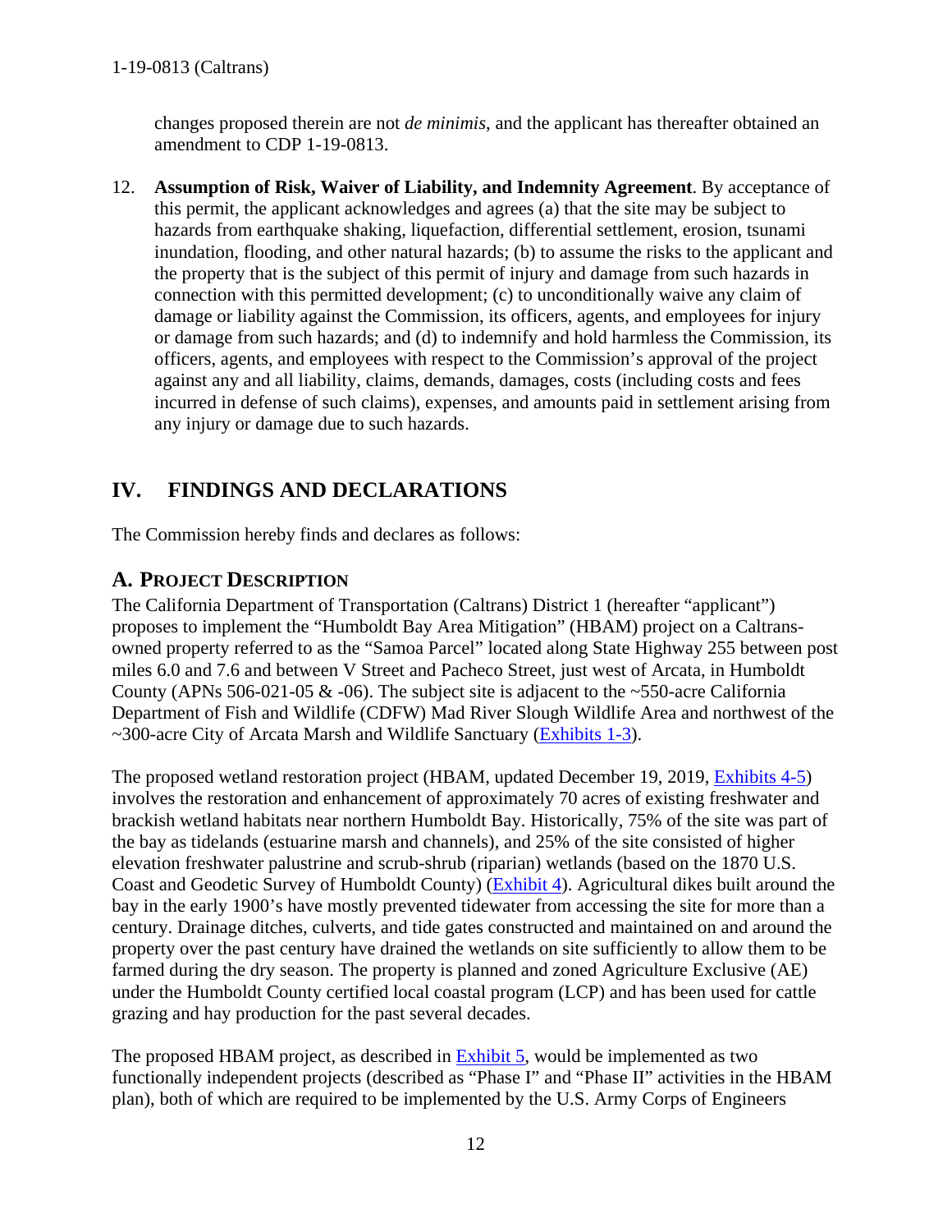changes proposed therein are not *de minimis*, and the applicant has thereafter obtained an amendment to CDP 1-19-0813.

12. **Assumption of Risk, Waiver of Liability, and Indemnity Agreement**. By acceptance of this permit, the applicant acknowledges and agrees (a) that the site may be subject to hazards from earthquake shaking, liquefaction, differential settlement, erosion, tsunami inundation, flooding, and other natural hazards; (b) to assume the risks to the applicant and the property that is the subject of this permit of injury and damage from such hazards in connection with this permitted development; (c) to unconditionally waive any claim of damage or liability against the Commission, its officers, agents, and employees for injury or damage from such hazards; and (d) to indemnify and hold harmless the Commission, its officers, agents, and employees with respect to the Commission's approval of the project against any and all liability, claims, demands, damages, costs (including costs and fees incurred in defense of such claims), expenses, and amounts paid in settlement arising from any injury or damage due to such hazards.

# IV. FINDINGS AND DECLARATIONS

The Commission hereby finds and declares as follows:

## A. PROJECT DESCRIPTION

The California Department of Transportation (Caltrans) District 1 (hereafter "applicant") proposes to implement the "Humboldt Bay Area Mitigation" (HBAM) project on a Caltrans-owned property referred to as the "Samoa Parcel" located along State Highway 255 between post miles 6.0 and 7.6 and between V Street and Pacheco Street, just west of Arcata, in Humboldt County (APNs 506-021-05 & -06). The subject site is adjacent to the ~550-acre California Department of Fish and Wildlife (CDFW) Mad River Slough Wildlife Area and northwest of the ~300-acre City of Arcata Marsh and Wildlife Sanctuary (Exhibits 1-3).

The proposed wetland restoration project (HBAM, updated December 19, 2019, Exhibits 4-5) involves the restoration and enhancement of approximately 70 acres of existing freshwater and brackish wetland habitats near northern Humboldt Bay. Historically, 75% of the site was part of the bay as tidelands (estuarine marsh and channels), and 25% of the site consisted of higher elevation freshwater palustrine and scrub-shrub (riparian) wetlands (based on the 1870 U.S. Coast and Geodetic Survey of Humboldt County) (Exhibit 4). Agricultural dikes built around the bay in the early 1900's have mostly prevented tidewater from accessing the site for more than a century. Drainage ditches, culverts, and tide gates constructed and maintained on and around the property over the past century have drained the wetlands on site sufficiently to allow them to be farmed during the dry season. The property is planned and zoned Agriculture Exclusive (AE) under the Humboldt County certified local coastal program (LCP) and has been used for cattle grazing and hay production for the past several decades.

The proposed HBAM project, as described in Exhibit 5, would be implemented as two functionally independent projects (described as "Phase I" and "Phase II" activities in the HBAM plan), both of which are required to be implemented by the U.S. Army Corps of Engineers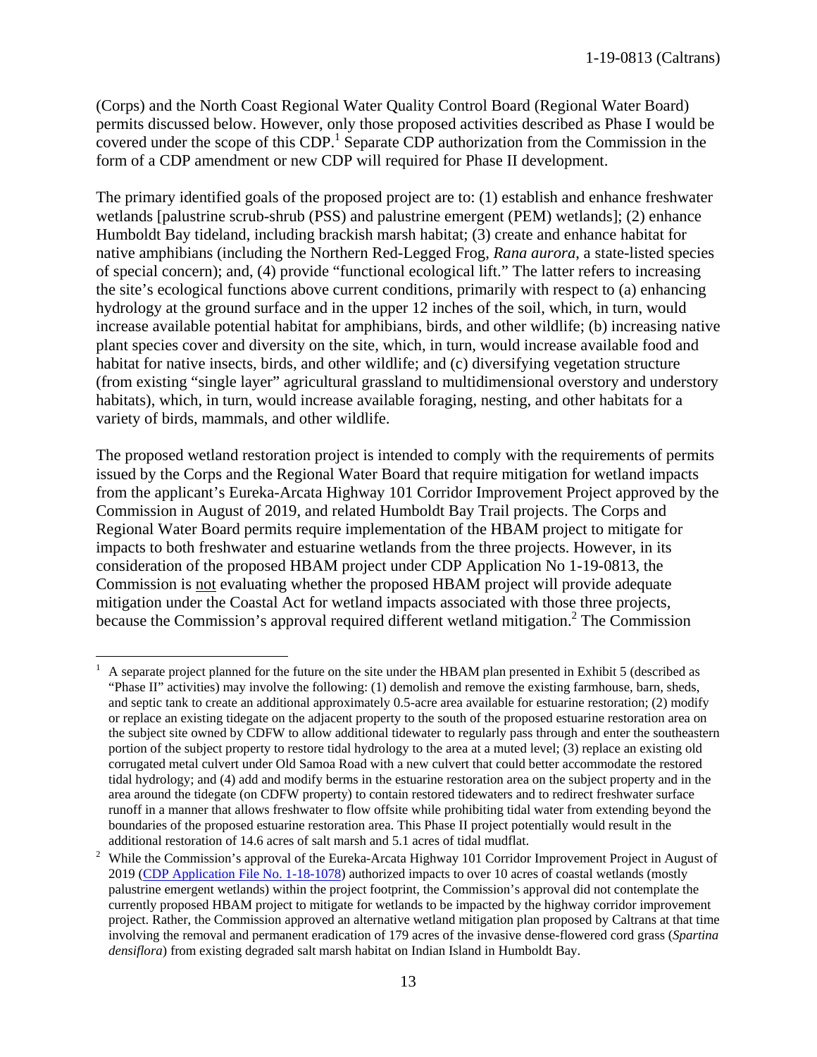(Corps) and the North Coast Regional Water Quality Control Board (Regional Water Board) permits discussed below. However, only those proposed activities described as Phase I would be covered under the scope of this CDP.[1] Separate CDP authorization from the Commission in the form of a CDP amendment or new CDP will required for Phase II development.

The primary identified goals of the proposed project are to: (1) establish and enhance freshwater wetlands [palustrine scrub-shrub (PSS) and palustrine emergent (PEM) wetlands]; (2) enhance Humboldt Bay tideland, including brackish marsh habitat; (3) create and enhance habitat for native amphibians (including the Northern Red-Legged Frog, *Rana aurora*, a state-listed species of special concern); and, (4) provide "functional ecological lift." The latter refers to increasing the site's ecological functions above current conditions, primarily with respect to (a) enhancing hydrology at the ground surface and in the upper 12 inches of the soil, which, in turn, would increase available potential habitat for amphibians, birds, and other wildlife; (b) increasing native plant species cover and diversity on the site, which, in turn, would increase available food and habitat for native insects, birds, and other wildlife; and (c) diversifying vegetation structure (from existing "single layer" agricultural grassland to multidimensional overstory and understory habitats), which, in turn, would increase available foraging, nesting, and other habitats for a variety of birds, mammals, and other wildlife.

The proposed wetland restoration project is intended to comply with the requirements of permits issued by the Corps and the Regional Water Board that require mitigation for wetland impacts from the applicant's Eureka-Arcata Highway 101 Corridor Improvement Project approved by the Commission in August of 2019, and related Humboldt Bay Trail projects. The Corps and Regional Water Board permits require implementation of the HBAM project to mitigate for impacts to both freshwater and estuarine wetlands from the three projects. However, in its consideration of the proposed HBAM project under CDP Application No 1-19-0813, the Commission is <u>not</u> evaluating whether the proposed HBAM project will provide adequate mitigation under the Coastal Act for wetland impacts associated with those three projects, because the Commission's approval required different wetland mitigation.[2] The Commission

---

[1] A separate project planned for the future on the site under the HBAM plan presented in Exhibit 5 (described as "Phase II" activities) may involve the following: (1) demolish and remove the existing farmhouse, barn, sheds, and septic tank to create an additional approximately 0.5-acre area available for estuarine restoration; (2) modify or replace an existing tidegate on the adjacent property to the south of the proposed estuarine restoration area on the subject site owned by CDFW to allow additional tidewater to regularly pass through and enter the southeastern portion of the subject property to restore tidal hydrology to the area at a muted level; (3) replace an existing old corrugated metal culvert under Old Samoa Road with a new culvert that could better accommodate the restored tidal hydrology; and (4) add and modify berms in the estuarine restoration area on the subject property and in the area around the tidegate (on CDFW property) to contain restored tidewaters and to redirect freshwater surface runoff in a manner that allows freshwater to flow offsite while prohibiting tidal water from extending beyond the boundaries of the proposed estuarine restoration area. This Phase II project potentially would result in the additional restoration of 14.6 acres of salt marsh and 5.1 acres of tidal mudflat.

[2] While the Commission's approval of the Eureka-Arcata Highway 101 Corridor Improvement Project in August of 2019 (CDP Application File No. 1-18-1078) authorized impacts to over 10 acres of coastal wetlands (mostly palustrine emergent wetlands) within the project footprint, the Commission's approval did not contemplate the currently proposed HBAM project to mitigate for wetlands to be impacted by the highway corridor improvement project. Rather, the Commission approved an alternative wetland mitigation plan proposed by Caltrans at that time involving the removal and permanent eradication of 179 acres of the invasive dense-flowered cord grass (*Spartina densiflora*) from existing degraded salt marsh habitat on Indian Island in Humboldt Bay.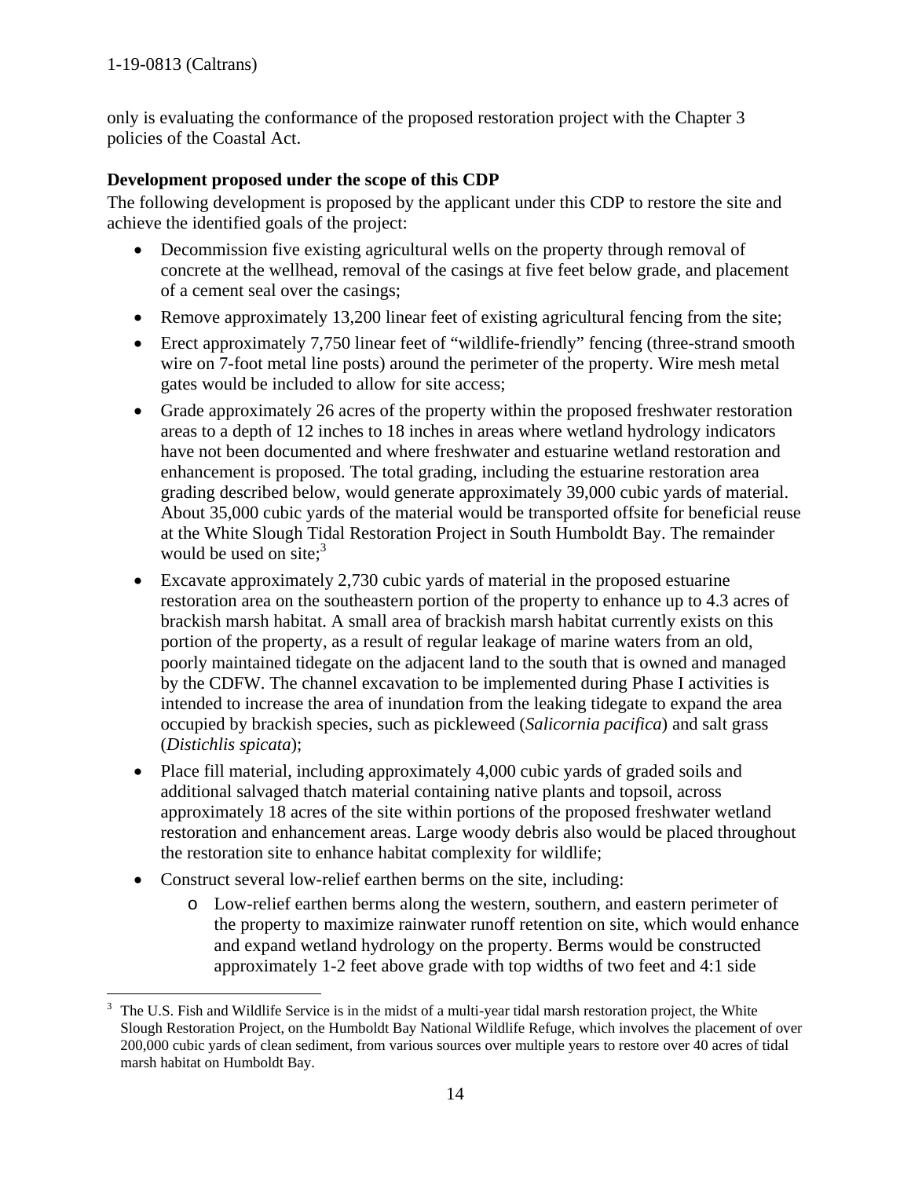only is evaluating the conformance of the proposed restoration project with the Chapter 3 policies of the Coastal Act.

**Development proposed under the scope of this CDP**

The following development is proposed by the applicant under this CDP to restore the site and achieve the identified goals of the project:

- Decommission five existing agricultural wells on the property through removal of concrete at the wellhead, removal of the casings at five feet below grade, and placement of a cement seal over the casings;
- Remove approximately 13,200 linear feet of existing agricultural fencing from the site;
- Erect approximately 7,750 linear feet of "wildlife-friendly" fencing (three-strand smooth wire on 7-foot metal line posts) around the perimeter of the property. Wire mesh metal gates would be included to allow for site access;
- Grade approximately 26 acres of the property within the proposed freshwater restoration areas to a depth of 12 inches to 18 inches in areas where wetland hydrology indicators have not been documented and where freshwater and estuarine wetland restoration and enhancement is proposed. The total grading, including the estuarine restoration area grading described below, would generate approximately 39,000 cubic yards of material. About 35,000 cubic yards of the material would be transported offsite for beneficial reuse at the White Slough Tidal Restoration Project in South Humboldt Bay. The remainder would be used on site;[3]
- Excavate approximately 2,730 cubic yards of material in the proposed estuarine restoration area on the southeastern portion of the property to enhance up to 4.3 acres of brackish marsh habitat. A small area of brackish marsh habitat currently exists on this portion of the property, as a result of regular leakage of marine waters from an old, poorly maintained tidegate on the adjacent land to the south that is owned and managed by the CDFW. The channel excavation to be implemented during Phase I activities is intended to increase the area of inundation from the leaking tidegate to expand the area occupied by brackish species, such as pickleweed (*Salicornia pacifica*) and salt grass (*Distichlis spicata*);
- Place fill material, including approximately 4,000 cubic yards of graded soils and additional salvaged thatch material containing native plants and topsoil, across approximately 18 acres of the site within portions of the proposed freshwater wetland restoration and enhancement areas. Large woody debris also would be placed throughout the restoration site to enhance habitat complexity for wildlife;
- Construct several low-relief earthen berms on the site, including:
  - Low-relief earthen berms along the western, southern, and eastern perimeter of the property to maximize rainwater runoff retention on site, which would enhance and expand wetland hydrology on the property. Berms would be constructed approximately 1-2 feet above grade with top widths of two feet and 4:1 side

[3] The U.S. Fish and Wildlife Service is in the midst of a multi-year tidal marsh restoration project, the White Slough Restoration Project, on the Humboldt Bay National Wildlife Refuge, which involves the placement of over 200,000 cubic yards of clean sediment, from various sources over multiple years to restore over 40 acres of tidal marsh habitat on Humboldt Bay.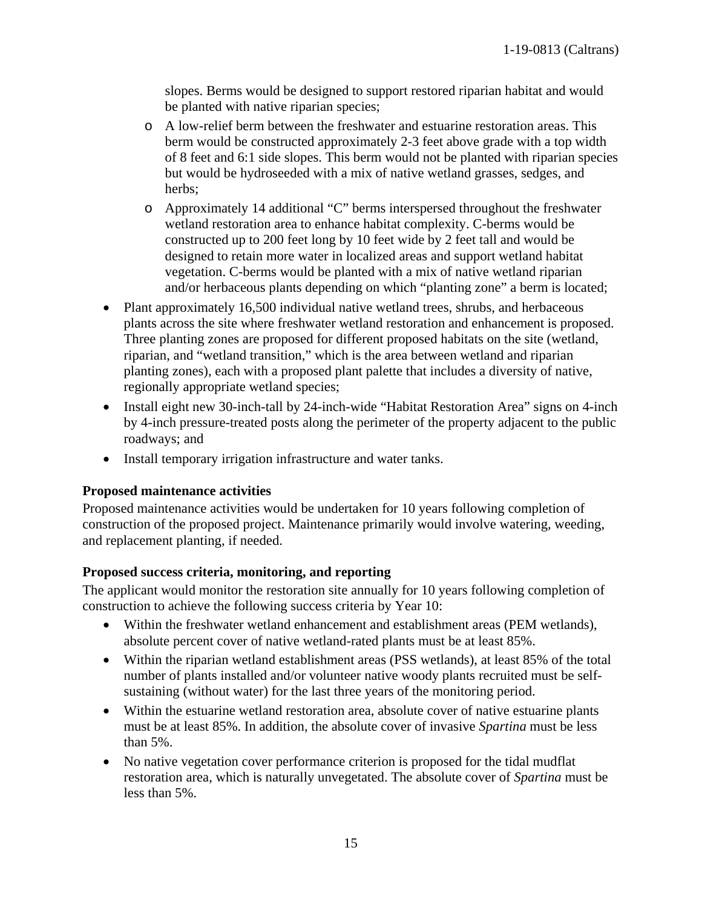slopes. Berms would be designed to support restored riparian habitat and would be planted with native riparian species;

  - A low-relief berm between the freshwater and estuarine restoration areas. This berm would be constructed approximately 2-3 feet above grade with a top width of 8 feet and 6:1 side slopes. This berm would not be planted with riparian species but would be hydroseeded with a mix of native wetland grasses, sedges, and herbs;
  - Approximately 14 additional "C" berms interspersed throughout the freshwater wetland restoration area to enhance habitat complexity. C-berms would be constructed up to 200 feet long by 10 feet wide by 2 feet tall and would be designed to retain more water in localized areas and support wetland habitat vegetation. C-berms would be planted with a mix of native wetland riparian and/or herbaceous plants depending on which "planting zone" a berm is located;

- Plant approximately 16,500 individual native wetland trees, shrubs, and herbaceous plants across the site where freshwater wetland restoration and enhancement is proposed. Three planting zones are proposed for different proposed habitats on the site (wetland, riparian, and "wetland transition," which is the area between wetland and riparian planting zones), each with a proposed plant palette that includes a diversity of native, regionally appropriate wetland species;
- Install eight new 30-inch-tall by 24-inch-wide "Habitat Restoration Area" signs on 4-inch by 4-inch pressure-treated posts along the perimeter of the property adjacent to the public roadways; and
- Install temporary irrigation infrastructure and water tanks.

**Proposed maintenance activities**

Proposed maintenance activities would be undertaken for 10 years following completion of construction of the proposed project. Maintenance primarily would involve watering, weeding, and replacement planting, if needed.

**Proposed success criteria, monitoring, and reporting**

The applicant would monitor the restoration site annually for 10 years following completion of construction to achieve the following success criteria by Year 10:

- Within the freshwater wetland enhancement and establishment areas (PEM wetlands), absolute percent cover of native wetland-rated plants must be at least 85%.
- Within the riparian wetland establishment areas (PSS wetlands), at least 85% of the total number of plants installed and/or volunteer native woody plants recruited must be self-sustaining (without water) for the last three years of the monitoring period.
- Within the estuarine wetland restoration area, absolute cover of native estuarine plants must be at least 85%. In addition, the absolute cover of invasive *Spartina* must be less than 5%.
- No native vegetation cover performance criterion is proposed for the tidal mudflat restoration area, which is naturally unvegetated. The absolute cover of *Spartina* must be less than 5%.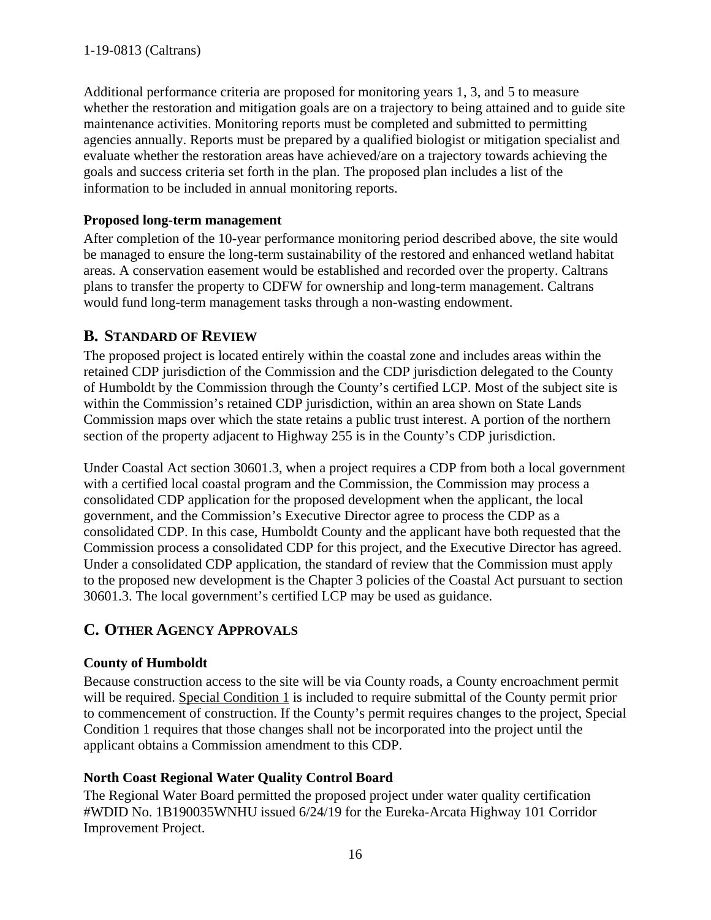Additional performance criteria are proposed for monitoring years 1, 3, and 5 to measure whether the restoration and mitigation goals are on a trajectory to being attained and to guide site maintenance activities. Monitoring reports must be completed and submitted to permitting agencies annually. Reports must be prepared by a qualified biologist or mitigation specialist and evaluate whether the restoration areas have achieved/are on a trajectory towards achieving the goals and success criteria set forth in the plan. The proposed plan includes a list of the information to be included in annual monitoring reports.

**Proposed long-term management**

After completion of the 10-year performance monitoring period described above, the site would be managed to ensure the long-term sustainability of the restored and enhanced wetland habitat areas. A conservation easement would be established and recorded over the property. Caltrans plans to transfer the property to CDFW for ownership and long-term management. Caltrans would fund long-term management tasks through a non-wasting endowment.

## B. STANDARD OF REVIEW

The proposed project is located entirely within the coastal zone and includes areas within the retained CDP jurisdiction of the Commission and the CDP jurisdiction delegated to the County of Humboldt by the Commission through the County's certified LCP. Most of the subject site is within the Commission's retained CDP jurisdiction, within an area shown on State Lands Commission maps over which the state retains a public trust interest. A portion of the northern section of the property adjacent to Highway 255 is in the County's CDP jurisdiction.

Under Coastal Act section 30601.3, when a project requires a CDP from both a local government with a certified local coastal program and the Commission, the Commission may process a consolidated CDP application for the proposed development when the applicant, the local government, and the Commission's Executive Director agree to process the CDP as a consolidated CDP. In this case, Humboldt County and the applicant have both requested that the Commission process a consolidated CDP for this project, and the Executive Director has agreed. Under a consolidated CDP application, the standard of review that the Commission must apply to the proposed new development is the Chapter 3 policies of the Coastal Act pursuant to section 30601.3. The local government's certified LCP may be used as guidance.

## C. OTHER AGENCY APPROVALS

**County of Humboldt**

Because construction access to the site will be via County roads, a County encroachment permit will be required. Special Condition 1 is included to require submittal of the County permit prior to commencement of construction. If the County's permit requires changes to the project, Special Condition 1 requires that those changes shall not be incorporated into the project until the applicant obtains a Commission amendment to this CDP.

**North Coast Regional Water Quality Control Board**

The Regional Water Board permitted the proposed project under water quality certification #WDID No. 1B190035WNHU issued 6/24/19 for the Eureka-Arcata Highway 101 Corridor Improvement Project.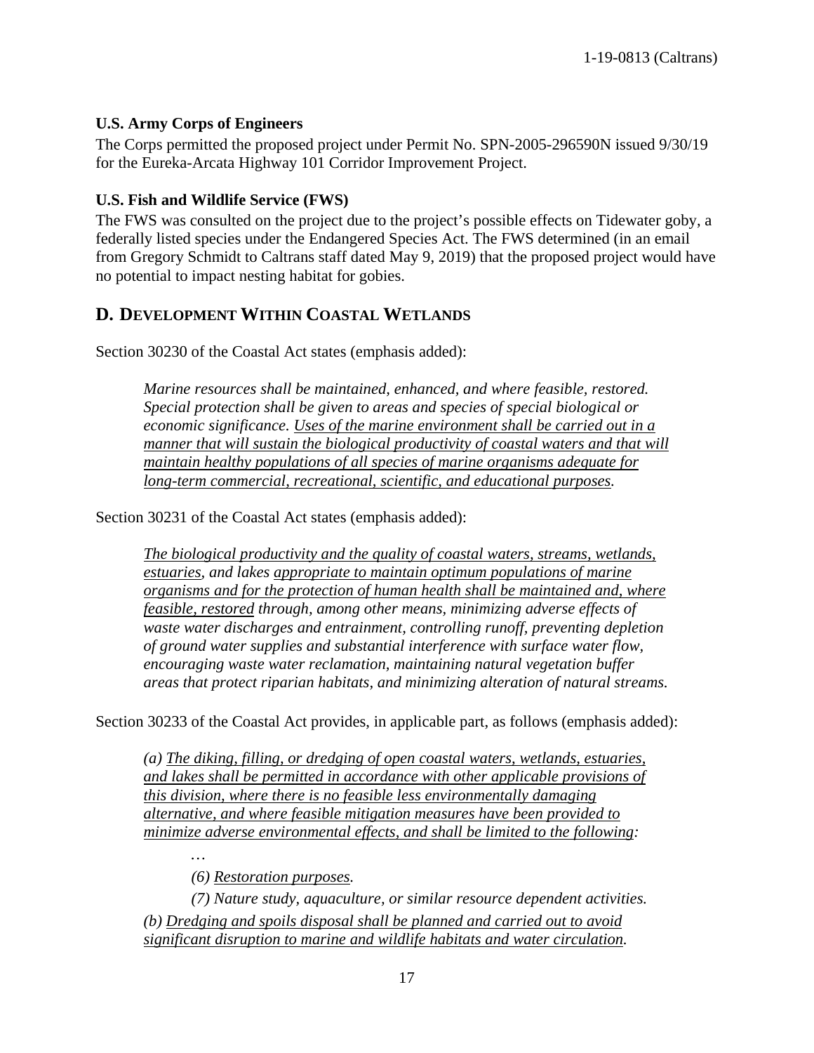**U.S. Army Corps of Engineers**

The Corps permitted the proposed project under Permit No. SPN-2005-296590N issued 9/30/19 for the Eureka-Arcata Highway 101 Corridor Improvement Project.

**U.S. Fish and Wildlife Service (FWS)**

The FWS was consulted on the project due to the project's possible effects on Tidewater goby, a federally listed species under the Endangered Species Act. The FWS determined (in an email from Gregory Schmidt to Caltrans staff dated May 9, 2019) that the proposed project would have no potential to impact nesting habitat for gobies.

## D. DEVELOPMENT WITHIN COASTAL WETLANDS

Section 30230 of the Coastal Act states (emphasis added):

> *Marine resources shall be maintained, enhanced, and where feasible, restored. Special protection shall be given to areas and species of special biological or economic significance. <u>Uses of the marine environment shall be carried out in a manner that will sustain the biological productivity of coastal waters and that will maintain healthy populations of all species of marine organisms adequate for long-term commercial, recreational, scientific, and educational purposes</u>.*

Section 30231 of the Coastal Act states (emphasis added):

> *<u>The biological productivity and the quality of coastal waters, streams, wetlands, estuaries</u>, and lakes <u>appropriate to maintain optimum populations of marine organisms and for the protection of human health shall be maintained and, where feasible, restored</u> through, among other means, minimizing adverse effects of waste water discharges and entrainment, controlling runoff, preventing depletion of ground water supplies and substantial interference with surface water flow, encouraging waste water reclamation, maintaining natural vegetation buffer areas that protect riparian habitats, and minimizing alteration of natural streams.*

Section 30233 of the Coastal Act provides, in applicable part, as follows (emphasis added):

> *(a) <u>The diking, filling, or dredging of open coastal waters, wetlands, estuaries, and lakes shall be permitted in accordance with other applicable provisions of this division, where there is no feasible less environmentally damaging alternative, and where feasible mitigation measures have been provided to minimize adverse environmental effects, and shall be limited to the following</u>:*
>
> …
>
> *(6) <u>Restoration purposes</u>.*
>
> *(7) Nature study, aquaculture, or similar resource dependent activities.*
>
> *(b) <u>Dredging and spoils disposal shall be planned and carried out to avoid significant disruption to marine and wildlife habitats and water circulation</u>.*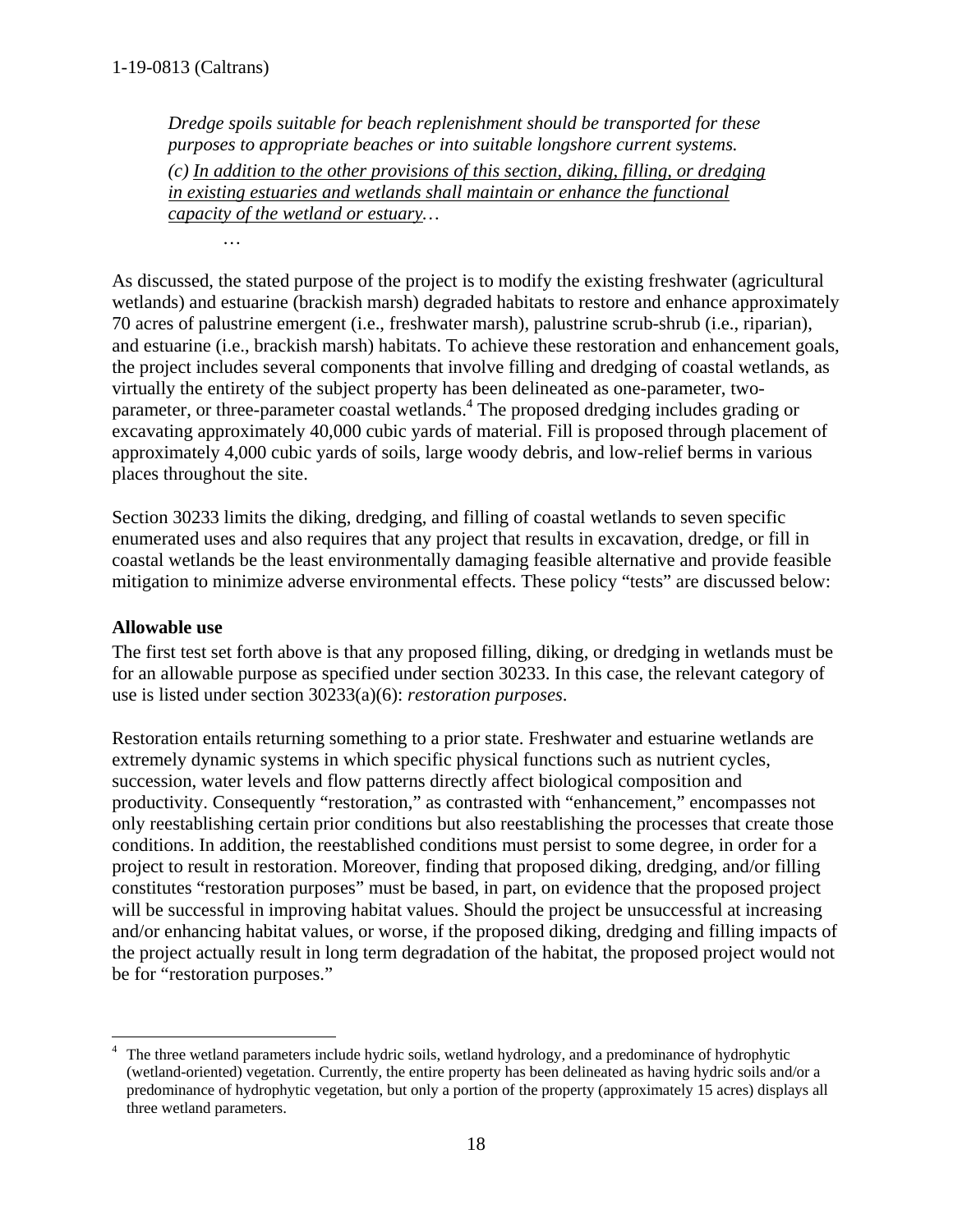*Dredge spoils suitable for beach replenishment should be transported for these purposes to appropriate beaches or into suitable longshore current systems.*

*(c) <u>In addition to the other provisions of this section, diking, filling, or dredging in existing estuaries and wetlands shall maintain or enhance the functional capacity of the wetland or estuary</u>…*

…

As discussed, the stated purpose of the project is to modify the existing freshwater (agricultural wetlands) and estuarine (brackish marsh) degraded habitats to restore and enhance approximately 70 acres of palustrine emergent (i.e., freshwater marsh), palustrine scrub-shrub (i.e., riparian), and estuarine (i.e., brackish marsh) habitats. To achieve these restoration and enhancement goals, the project includes several components that involve filling and dredging of coastal wetlands, as virtually the entirety of the subject property has been delineated as one-parameter, two-parameter, or three-parameter coastal wetlands.[4] The proposed dredging includes grading or excavating approximately 40,000 cubic yards of material. Fill is proposed through placement of approximately 4,000 cubic yards of soils, large woody debris, and low-relief berms in various places throughout the site.

Section 30233 limits the diking, dredging, and filling of coastal wetlands to seven specific enumerated uses and also requires that any project that results in excavation, dredge, or fill in coastal wetlands be the least environmentally damaging feasible alternative and provide feasible mitigation to minimize adverse environmental effects. These policy "tests" are discussed below:

**Allowable use**

The first test set forth above is that any proposed filling, diking, or dredging in wetlands must be for an allowable purpose as specified under section 30233. In this case, the relevant category of use is listed under section 30233(a)(6): *restoration purposes*.

Restoration entails returning something to a prior state. Freshwater and estuarine wetlands are extremely dynamic systems in which specific physical functions such as nutrient cycles, succession, water levels and flow patterns directly affect biological composition and productivity. Consequently "restoration," as contrasted with "enhancement," encompasses not only reestablishing certain prior conditions but also reestablishing the processes that create those conditions. In addition, the reestablished conditions must persist to some degree, in order for a project to result in restoration. Moreover, finding that proposed diking, dredging, and/or filling constitutes "restoration purposes" must be based, in part, on evidence that the proposed project will be successful in improving habitat values. Should the project be unsuccessful at increasing and/or enhancing habitat values, or worse, if the proposed diking, dredging and filling impacts of the project actually result in long term degradation of the habitat, the proposed project would not be for "restoration purposes."

[4] The three wetland parameters include hydric soils, wetland hydrology, and a predominance of hydrophytic (wetland-oriented) vegetation. Currently, the entire property has been delineated as having hydric soils and/or a predominance of hydrophytic vegetation, but only a portion of the property (approximately 15 acres) displays all three wetland parameters.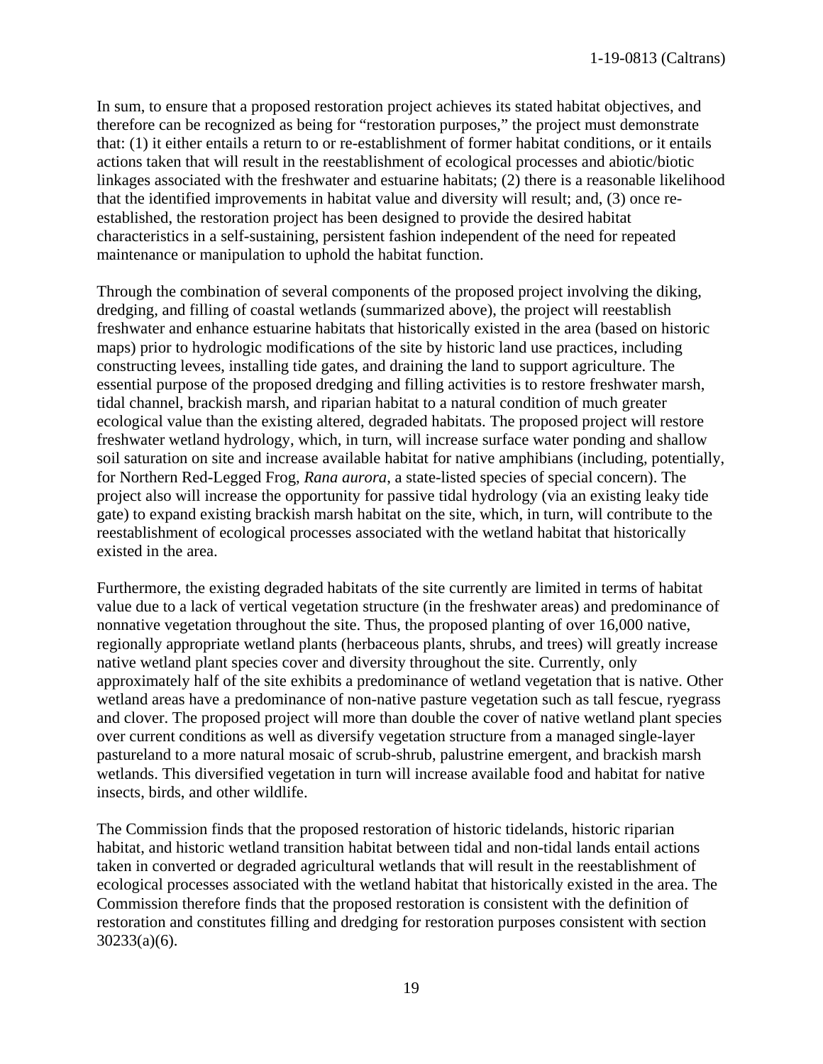In sum, to ensure that a proposed restoration project achieves its stated habitat objectives, and therefore can be recognized as being for "restoration purposes," the project must demonstrate that: (1) it either entails a return to or re-establishment of former habitat conditions, or it entails actions taken that will result in the reestablishment of ecological processes and abiotic/biotic linkages associated with the freshwater and estuarine habitats; (2) there is a reasonable likelihood that the identified improvements in habitat value and diversity will result; and, (3) once re-established, the restoration project has been designed to provide the desired habitat characteristics in a self-sustaining, persistent fashion independent of the need for repeated maintenance or manipulation to uphold the habitat function.

Through the combination of several components of the proposed project involving the diking, dredging, and filling of coastal wetlands (summarized above), the project will reestablish freshwater and enhance estuarine habitats that historically existed in the area (based on historic maps) prior to hydrologic modifications of the site by historic land use practices, including constructing levees, installing tide gates, and draining the land to support agriculture. The essential purpose of the proposed dredging and filling activities is to restore freshwater marsh, tidal channel, brackish marsh, and riparian habitat to a natural condition of much greater ecological value than the existing altered, degraded habitats. The proposed project will restore freshwater wetland hydrology, which, in turn, will increase surface water ponding and shallow soil saturation on site and increase available habitat for native amphibians (including, potentially, for Northern Red-Legged Frog, *Rana aurora*, a state-listed species of special concern). The project also will increase the opportunity for passive tidal hydrology (via an existing leaky tide gate) to expand existing brackish marsh habitat on the site, which, in turn, will contribute to the reestablishment of ecological processes associated with the wetland habitat that historically existed in the area.

Furthermore, the existing degraded habitats of the site currently are limited in terms of habitat value due to a lack of vertical vegetation structure (in the freshwater areas) and predominance of nonnative vegetation throughout the site. Thus, the proposed planting of over 16,000 native, regionally appropriate wetland plants (herbaceous plants, shrubs, and trees) will greatly increase native wetland plant species cover and diversity throughout the site. Currently, only approximately half of the site exhibits a predominance of wetland vegetation that is native. Other wetland areas have a predominance of non-native pasture vegetation such as tall fescue, ryegrass and clover. The proposed project will more than double the cover of native wetland plant species over current conditions as well as diversify vegetation structure from a managed single-layer pastureland to a more natural mosaic of scrub-shrub, palustrine emergent, and brackish marsh wetlands. This diversified vegetation in turn will increase available food and habitat for native insects, birds, and other wildlife.

The Commission finds that the proposed restoration of historic tidelands, historic riparian habitat, and historic wetland transition habitat between tidal and non-tidal lands entail actions taken in converted or degraded agricultural wetlands that will result in the reestablishment of ecological processes associated with the wetland habitat that historically existed in the area. The Commission therefore finds that the proposed restoration is consistent with the definition of restoration and constitutes filling and dredging for restoration purposes consistent with section 30233(a)(6).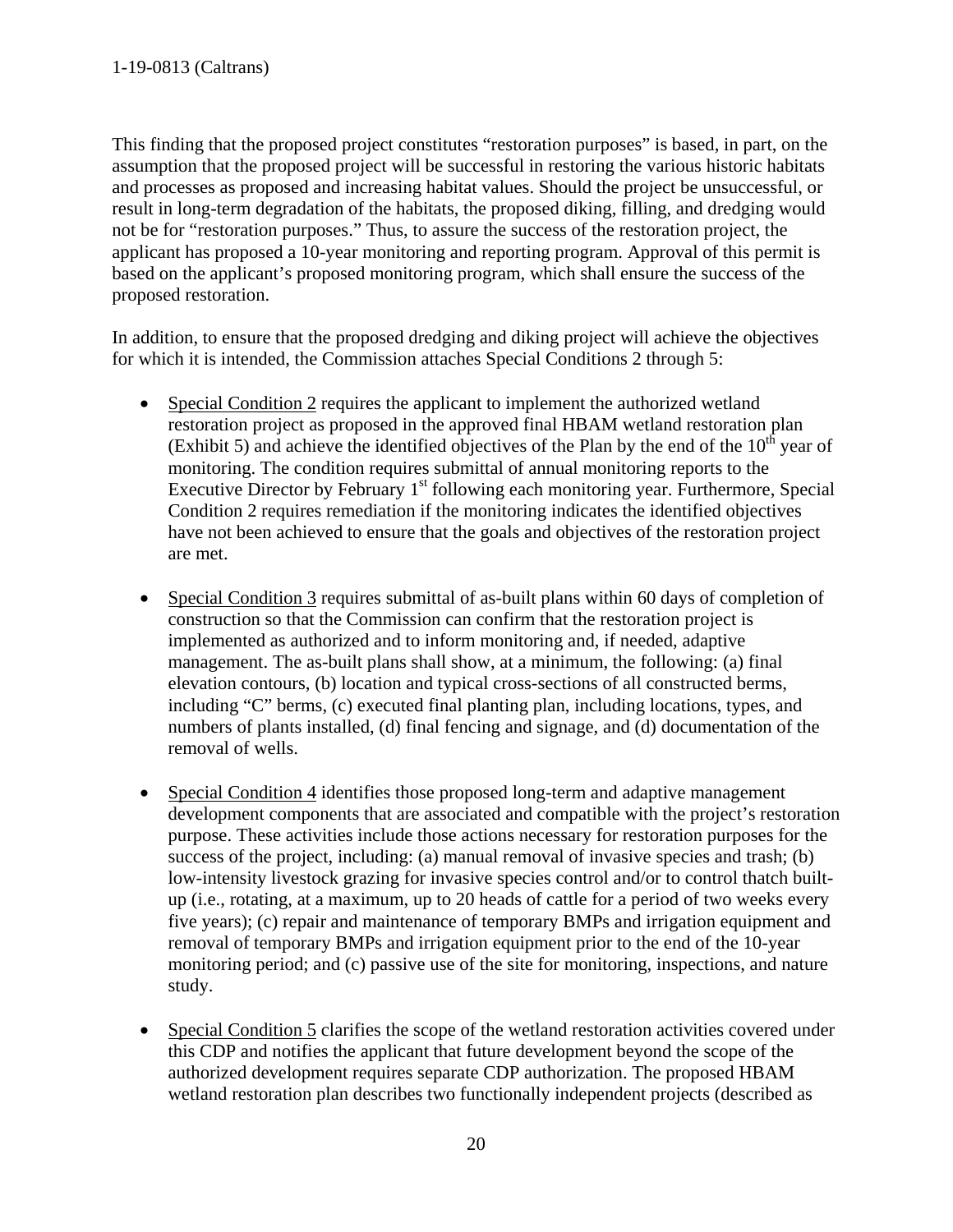This finding that the proposed project constitutes "restoration purposes" is based, in part, on the assumption that the proposed project will be successful in restoring the various historic habitats and processes as proposed and increasing habitat values. Should the project be unsuccessful, or result in long-term degradation of the habitats, the proposed diking, filling, and dredging would not be for "restoration purposes." Thus, to assure the success of the restoration project, the applicant has proposed a 10-year monitoring and reporting program. Approval of this permit is based on the applicant's proposed monitoring program, which shall ensure the success of the proposed restoration.

In addition, to ensure that the proposed dredging and diking project will achieve the objectives for which it is intended, the Commission attaches Special Conditions 2 through 5:

- Special Condition 2 requires the applicant to implement the authorized wetland restoration project as proposed in the approved final HBAM wetland restoration plan (Exhibit 5) and achieve the identified objectives of the Plan by the end of the 10th year of monitoring. The condition requires submittal of annual monitoring reports to the Executive Director by February 1st following each monitoring year. Furthermore, Special Condition 2 requires remediation if the monitoring indicates the identified objectives have not been achieved to ensure that the goals and objectives of the restoration project are met.

- Special Condition 3 requires submittal of as-built plans within 60 days of completion of construction so that the Commission can confirm that the restoration project is implemented as authorized and to inform monitoring and, if needed, adaptive management. The as-built plans shall show, at a minimum, the following: (a) final elevation contours, (b) location and typical cross-sections of all constructed berms, including "C" berms, (c) executed final planting plan, including locations, types, and numbers of plants installed, (d) final fencing and signage, and (d) documentation of the removal of wells.

- Special Condition 4 identifies those proposed long-term and adaptive management development components that are associated and compatible with the project's restoration purpose. These activities include those actions necessary for restoration purposes for the success of the project, including: (a) manual removal of invasive species and trash; (b) low-intensity livestock grazing for invasive species control and/or to control thatch built-up (i.e., rotating, at a maximum, up to 20 heads of cattle for a period of two weeks every five years); (c) repair and maintenance of temporary BMPs and irrigation equipment and removal of temporary BMPs and irrigation equipment prior to the end of the 10-year monitoring period; and (c) passive use of the site for monitoring, inspections, and nature study.

- Special Condition 5 clarifies the scope of the wetland restoration activities covered under this CDP and notifies the applicant that future development beyond the scope of the authorized development requires separate CDP authorization. The proposed HBAM wetland restoration plan describes two functionally independent projects (described as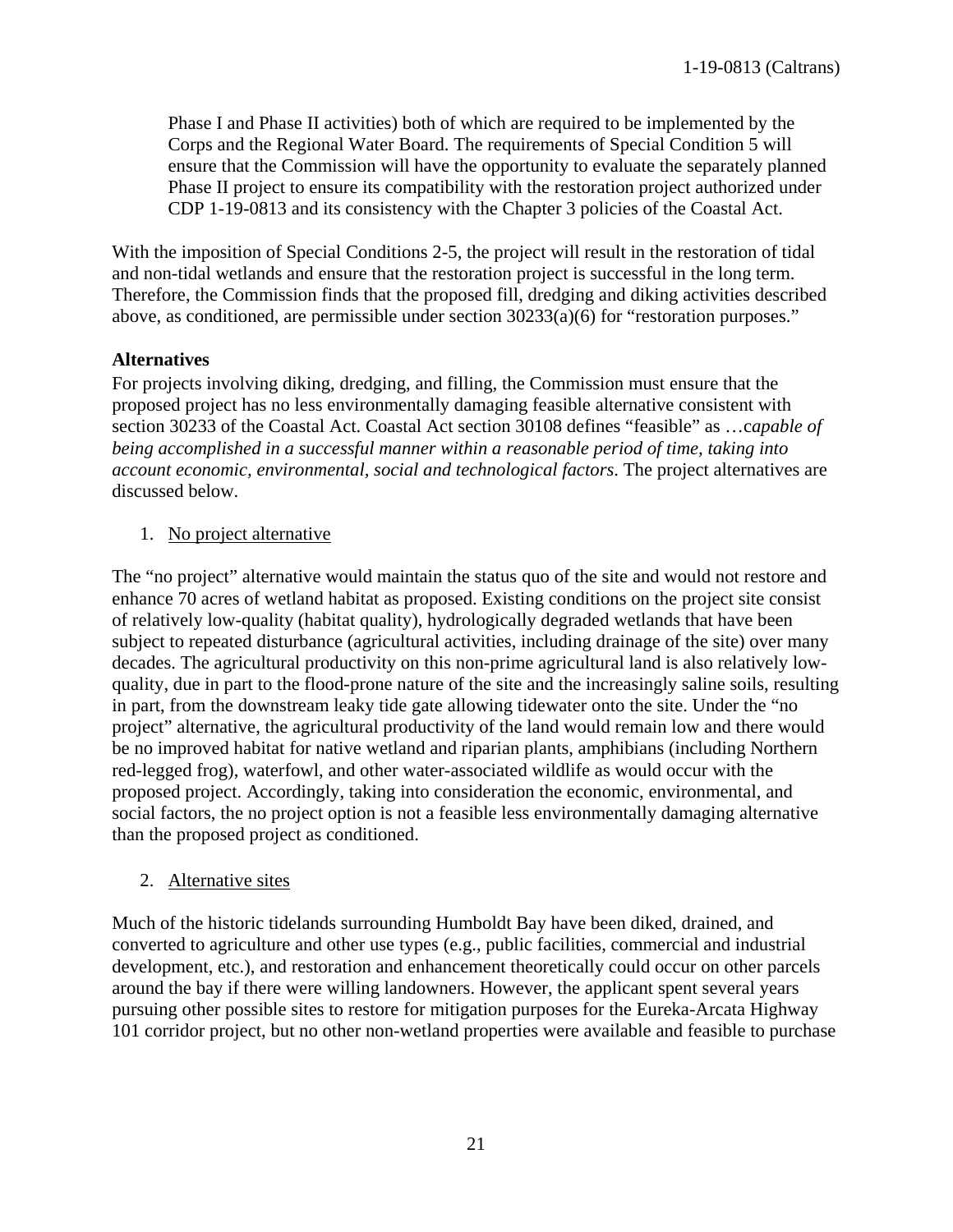Phase I and Phase II activities) both of which are required to be implemented by the Corps and the Regional Water Board. The requirements of Special Condition 5 will ensure that the Commission will have the opportunity to evaluate the separately planned Phase II project to ensure its compatibility with the restoration project authorized under CDP 1-19-0813 and its consistency with the Chapter 3 policies of the Coastal Act.

With the imposition of Special Conditions 2-5, the project will result in the restoration of tidal and non-tidal wetlands and ensure that the restoration project is successful in the long term. Therefore, the Commission finds that the proposed fill, dredging and diking activities described above, as conditioned, are permissible under section 30233(a)(6) for "restoration purposes."

**Alternatives**

For projects involving diking, dredging, and filling, the Commission must ensure that the proposed project has no less environmentally damaging feasible alternative consistent with section 30233 of the Coastal Act. Coastal Act section 30108 defines "feasible" as …c*apable of being accomplished in a successful manner within a reasonable period of time, taking into account economic, environmental, social and technological factors*. The project alternatives are discussed below.

1. No project alternative

The "no project" alternative would maintain the status quo of the site and would not restore and enhance 70 acres of wetland habitat as proposed. Existing conditions on the project site consist of relatively low-quality (habitat quality), hydrologically degraded wetlands that have been subject to repeated disturbance (agricultural activities, including drainage of the site) over many decades. The agricultural productivity on this non-prime agricultural land is also relatively low-quality, due in part to the flood-prone nature of the site and the increasingly saline soils, resulting in part, from the downstream leaky tide gate allowing tidewater onto the site. Under the "no project" alternative, the agricultural productivity of the land would remain low and there would be no improved habitat for native wetland and riparian plants, amphibians (including Northern red-legged frog), waterfowl, and other water-associated wildlife as would occur with the proposed project. Accordingly, taking into consideration the economic, environmental, and social factors, the no project option is not a feasible less environmentally damaging alternative than the proposed project as conditioned.

2. Alternative sites

Much of the historic tidelands surrounding Humboldt Bay have been diked, drained, and converted to agriculture and other use types (e.g., public facilities, commercial and industrial development, etc.), and restoration and enhancement theoretically could occur on other parcels around the bay if there were willing landowners. However, the applicant spent several years pursuing other possible sites to restore for mitigation purposes for the Eureka-Arcata Highway 101 corridor project, but no other non-wetland properties were available and feasible to purchase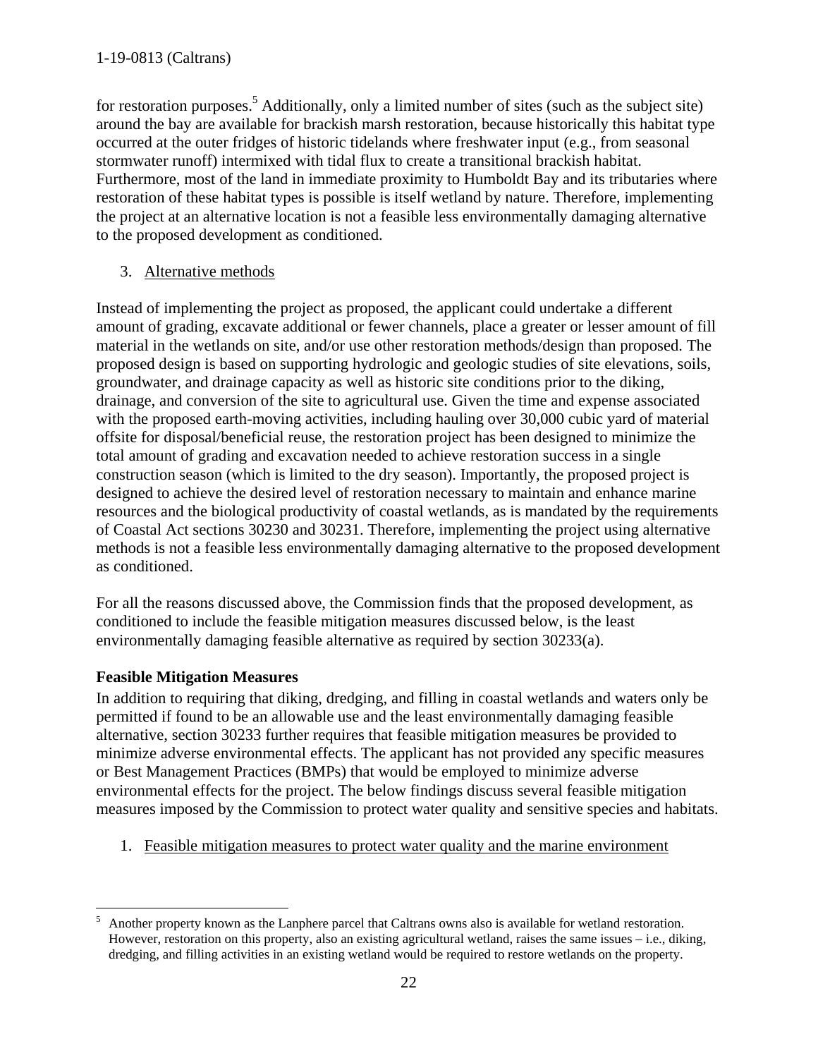for restoration purposes.[5] Additionally, only a limited number of sites (such as the subject site) around the bay are available for brackish marsh restoration, because historically this habitat type occurred at the outer fridges of historic tidelands where freshwater input (e.g., from seasonal stormwater runoff) intermixed with tidal flux to create a transitional brackish habitat. Furthermore, most of the land in immediate proximity to Humboldt Bay and its tributaries where restoration of these habitat types is possible is itself wetland by nature. Therefore, implementing the project at an alternative location is not a feasible less environmentally damaging alternative to the proposed development as conditioned.

3. Alternative methods

Instead of implementing the project as proposed, the applicant could undertake a different amount of grading, excavate additional or fewer channels, place a greater or lesser amount of fill material in the wetlands on site, and/or use other restoration methods/design than proposed. The proposed design is based on supporting hydrologic and geologic studies of site elevations, soils, groundwater, and drainage capacity as well as historic site conditions prior to the diking, drainage, and conversion of the site to agricultural use. Given the time and expense associated with the proposed earth-moving activities, including hauling over 30,000 cubic yard of material offsite for disposal/beneficial reuse, the restoration project has been designed to minimize the total amount of grading and excavation needed to achieve restoration success in a single construction season (which is limited to the dry season). Importantly, the proposed project is designed to achieve the desired level of restoration necessary to maintain and enhance marine resources and the biological productivity of coastal wetlands, as is mandated by the requirements of Coastal Act sections 30230 and 30231. Therefore, implementing the project using alternative methods is not a feasible less environmentally damaging alternative to the proposed development as conditioned.

For all the reasons discussed above, the Commission finds that the proposed development, as conditioned to include the feasible mitigation measures discussed below, is the least environmentally damaging feasible alternative as required by section 30233(a).

**Feasible Mitigation Measures**

In addition to requiring that diking, dredging, and filling in coastal wetlands and waters only be permitted if found to be an allowable use and the least environmentally damaging feasible alternative, section 30233 further requires that feasible mitigation measures be provided to minimize adverse environmental effects. The applicant has not provided any specific measures or Best Management Practices (BMPs) that would be employed to minimize adverse environmental effects for the project. The below findings discuss several feasible mitigation measures imposed by the Commission to protect water quality and sensitive species and habitats.

1. Feasible mitigation measures to protect water quality and the marine environment

[5] Another property known as the Lanphere parcel that Caltrans owns also is available for wetland restoration. However, restoration on this property, also an existing agricultural wetland, raises the same issues – i.e., diking, dredging, and filling activities in an existing wetland would be required to restore wetlands on the property.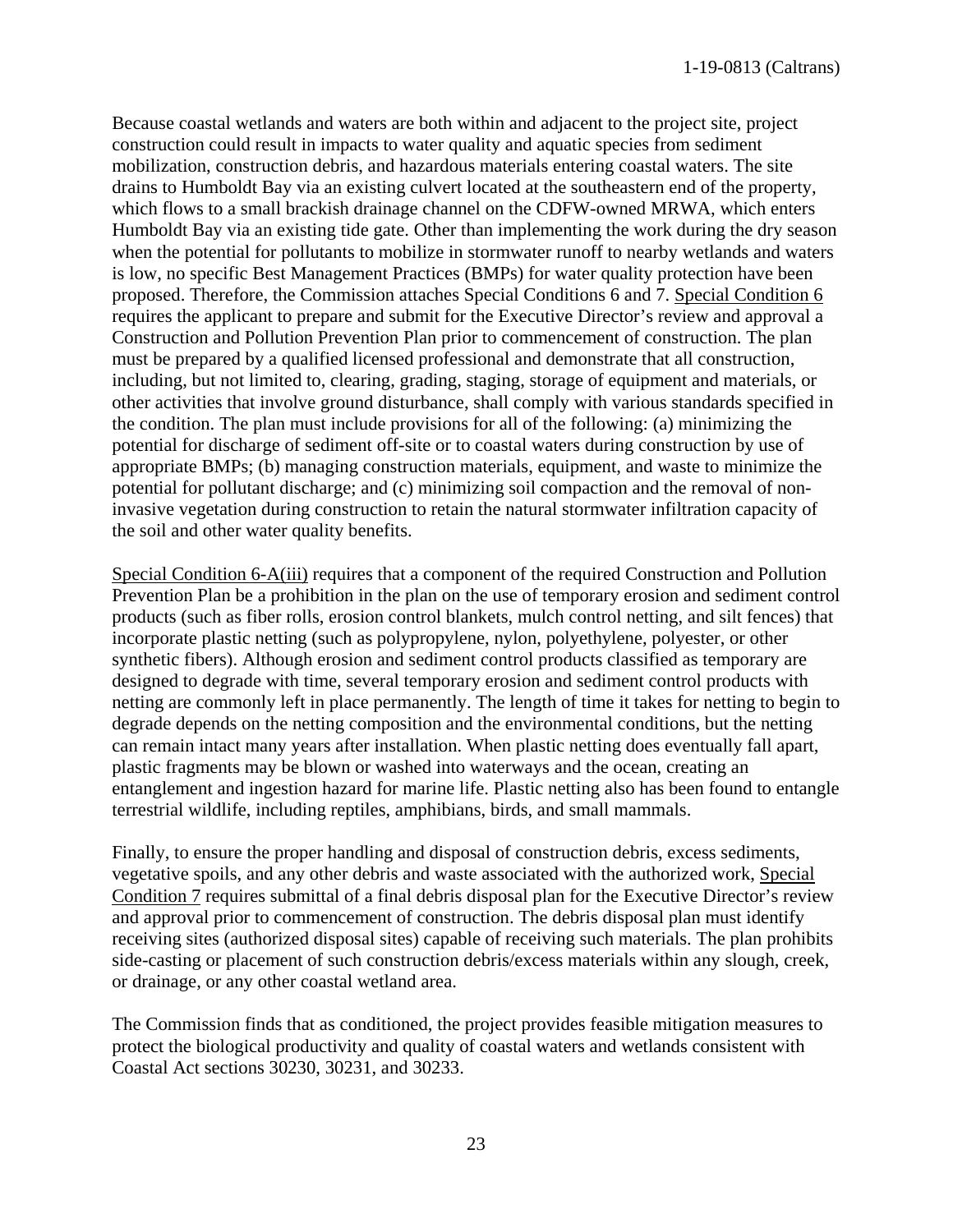Because coastal wetlands and waters are both within and adjacent to the project site, project construction could result in impacts to water quality and aquatic species from sediment mobilization, construction debris, and hazardous materials entering coastal waters. The site drains to Humboldt Bay via an existing culvert located at the southeastern end of the property, which flows to a small brackish drainage channel on the CDFW-owned MRWA, which enters Humboldt Bay via an existing tide gate. Other than implementing the work during the dry season when the potential for pollutants to mobilize in stormwater runoff to nearby wetlands and waters is low, no specific Best Management Practices (BMPs) for water quality protection have been proposed. Therefore, the Commission attaches Special Conditions 6 and 7. Special Condition 6 requires the applicant to prepare and submit for the Executive Director's review and approval a Construction and Pollution Prevention Plan prior to commencement of construction. The plan must be prepared by a qualified licensed professional and demonstrate that all construction, including, but not limited to, clearing, grading, staging, storage of equipment and materials, or other activities that involve ground disturbance, shall comply with various standards specified in the condition. The plan must include provisions for all of the following: (a) minimizing the potential for discharge of sediment off-site or to coastal waters during construction by use of appropriate BMPs; (b) managing construction materials, equipment, and waste to minimize the potential for pollutant discharge; and (c) minimizing soil compaction and the removal of non-invasive vegetation during construction to retain the natural stormwater infiltration capacity of the soil and other water quality benefits.

Special Condition 6-A(iii) requires that a component of the required Construction and Pollution Prevention Plan be a prohibition in the plan on the use of temporary erosion and sediment control products (such as fiber rolls, erosion control blankets, mulch control netting, and silt fences) that incorporate plastic netting (such as polypropylene, nylon, polyethylene, polyester, or other synthetic fibers). Although erosion and sediment control products classified as temporary are designed to degrade with time, several temporary erosion and sediment control products with netting are commonly left in place permanently. The length of time it takes for netting to begin to degrade depends on the netting composition and the environmental conditions, but the netting can remain intact many years after installation. When plastic netting does eventually fall apart, plastic fragments may be blown or washed into waterways and the ocean, creating an entanglement and ingestion hazard for marine life. Plastic netting also has been found to entangle terrestrial wildlife, including reptiles, amphibians, birds, and small mammals.

Finally, to ensure the proper handling and disposal of construction debris, excess sediments, vegetative spoils, and any other debris and waste associated with the authorized work, Special Condition 7 requires submittal of a final debris disposal plan for the Executive Director's review and approval prior to commencement of construction. The debris disposal plan must identify receiving sites (authorized disposal sites) capable of receiving such materials. The plan prohibits side-casting or placement of such construction debris/excess materials within any slough, creek, or drainage, or any other coastal wetland area.

The Commission finds that as conditioned, the project provides feasible mitigation measures to protect the biological productivity and quality of coastal waters and wetlands consistent with Coastal Act sections 30230, 30231, and 30233.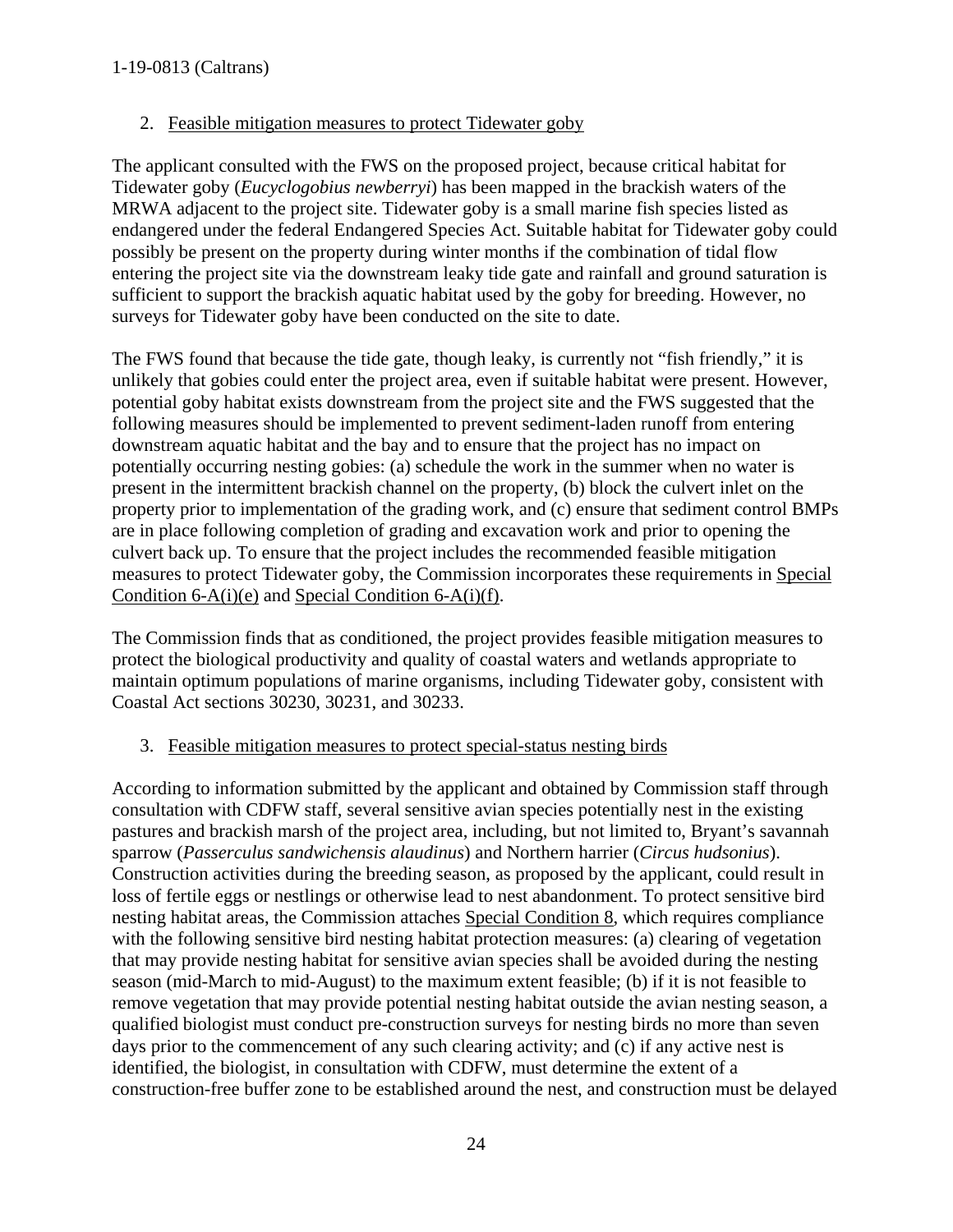2. Feasible mitigation measures to protect Tidewater goby

The applicant consulted with the FWS on the proposed project, because critical habitat for Tidewater goby (*Eucyclogobius newberryi*) has been mapped in the brackish waters of the MRWA adjacent to the project site. Tidewater goby is a small marine fish species listed as endangered under the federal Endangered Species Act. Suitable habitat for Tidewater goby could possibly be present on the property during winter months if the combination of tidal flow entering the project site via the downstream leaky tide gate and rainfall and ground saturation is sufficient to support the brackish aquatic habitat used by the goby for breeding. However, no surveys for Tidewater goby have been conducted on the site to date.

The FWS found that because the tide gate, though leaky, is currently not "fish friendly," it is unlikely that gobies could enter the project area, even if suitable habitat were present. However, potential goby habitat exists downstream from the project site and the FWS suggested that the following measures should be implemented to prevent sediment-laden runoff from entering downstream aquatic habitat and the bay and to ensure that the project has no impact on potentially occurring nesting gobies: (a) schedule the work in the summer when no water is present in the intermittent brackish channel on the property, (b) block the culvert inlet on the property prior to implementation of the grading work, and (c) ensure that sediment control BMPs are in place following completion of grading and excavation work and prior to opening the culvert back up. To ensure that the project includes the recommended feasible mitigation measures to protect Tidewater goby, the Commission incorporates these requirements in Special Condition 6-A(i)(e) and Special Condition 6-A(i)(f).

The Commission finds that as conditioned, the project provides feasible mitigation measures to protect the biological productivity and quality of coastal waters and wetlands appropriate to maintain optimum populations of marine organisms, including Tidewater goby, consistent with Coastal Act sections 30230, 30231, and 30233.

3. Feasible mitigation measures to protect special-status nesting birds

According to information submitted by the applicant and obtained by Commission staff through consultation with CDFW staff, several sensitive avian species potentially nest in the existing pastures and brackish marsh of the project area, including, but not limited to, Bryant's savannah sparrow (*Passerculus sandwichensis alaudinus*) and Northern harrier (*Circus hudsonius*). Construction activities during the breeding season, as proposed by the applicant, could result in loss of fertile eggs or nestlings or otherwise lead to nest abandonment. To protect sensitive bird nesting habitat areas, the Commission attaches Special Condition 8, which requires compliance with the following sensitive bird nesting habitat protection measures: (a) clearing of vegetation that may provide nesting habitat for sensitive avian species shall be avoided during the nesting season (mid-March to mid-August) to the maximum extent feasible; (b) if it is not feasible to remove vegetation that may provide potential nesting habitat outside the avian nesting season, a qualified biologist must conduct pre-construction surveys for nesting birds no more than seven days prior to the commencement of any such clearing activity; and (c) if any active nest is identified, the biologist, in consultation with CDFW, must determine the extent of a construction-free buffer zone to be established around the nest, and construction must be delayed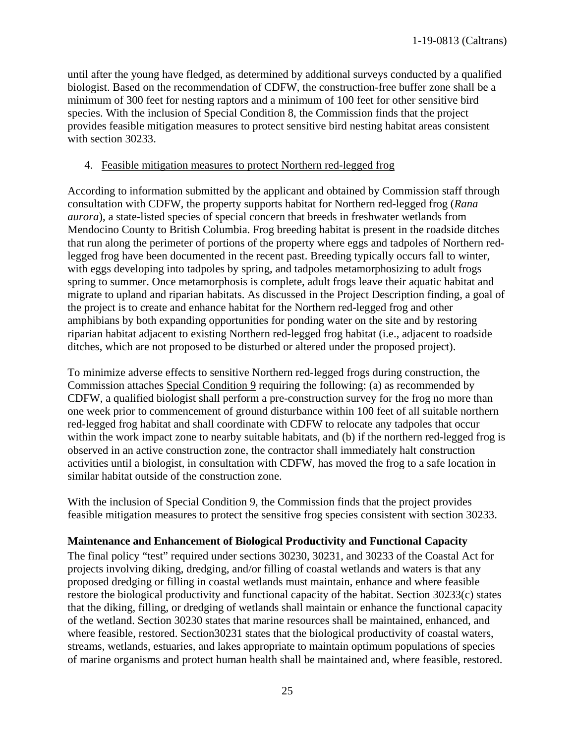until after the young have fledged, as determined by additional surveys conducted by a qualified biologist. Based on the recommendation of CDFW, the construction-free buffer zone shall be a minimum of 300 feet for nesting raptors and a minimum of 100 feet for other sensitive bird species. With the inclusion of Special Condition 8, the Commission finds that the project provides feasible mitigation measures to protect sensitive bird nesting habitat areas consistent with section 30233.

4. Feasible mitigation measures to protect Northern red-legged frog

According to information submitted by the applicant and obtained by Commission staff through consultation with CDFW, the property supports habitat for Northern red-legged frog (*Rana aurora*), a state-listed species of special concern that breeds in freshwater wetlands from Mendocino County to British Columbia. Frog breeding habitat is present in the roadside ditches that run along the perimeter of portions of the property where eggs and tadpoles of Northern red-legged frog have been documented in the recent past. Breeding typically occurs fall to winter, with eggs developing into tadpoles by spring, and tadpoles metamorphosizing to adult frogs spring to summer. Once metamorphosis is complete, adult frogs leave their aquatic habitat and migrate to upland and riparian habitats. As discussed in the Project Description finding, a goal of the project is to create and enhance habitat for the Northern red-legged frog and other amphibians by both expanding opportunities for ponding water on the site and by restoring riparian habitat adjacent to existing Northern red-legged frog habitat (i.e., adjacent to roadside ditches, which are not proposed to be disturbed or altered under the proposed project).

To minimize adverse effects to sensitive Northern red-legged frogs during construction, the Commission attaches Special Condition 9 requiring the following: (a) as recommended by CDFW, a qualified biologist shall perform a pre-construction survey for the frog no more than one week prior to commencement of ground disturbance within 100 feet of all suitable northern red-legged frog habitat and shall coordinate with CDFW to relocate any tadpoles that occur within the work impact zone to nearby suitable habitats, and (b) if the northern red-legged frog is observed in an active construction zone, the contractor shall immediately halt construction activities until a biologist, in consultation with CDFW, has moved the frog to a safe location in similar habitat outside of the construction zone.

With the inclusion of Special Condition 9, the Commission finds that the project provides feasible mitigation measures to protect the sensitive frog species consistent with section 30233.

**Maintenance and Enhancement of Biological Productivity and Functional Capacity**

The final policy "test" required under sections 30230, 30231, and 30233 of the Coastal Act for projects involving diking, dredging, and/or filling of coastal wetlands and waters is that any proposed dredging or filling in coastal wetlands must maintain, enhance and where feasible restore the biological productivity and functional capacity of the habitat. Section 30233(c) states that the diking, filling, or dredging of wetlands shall maintain or enhance the functional capacity of the wetland. Section 30230 states that marine resources shall be maintained, enhanced, and where feasible, restored. Section30231 states that the biological productivity of coastal waters, streams, wetlands, estuaries, and lakes appropriate to maintain optimum populations of species of marine organisms and protect human health shall be maintained and, where feasible, restored.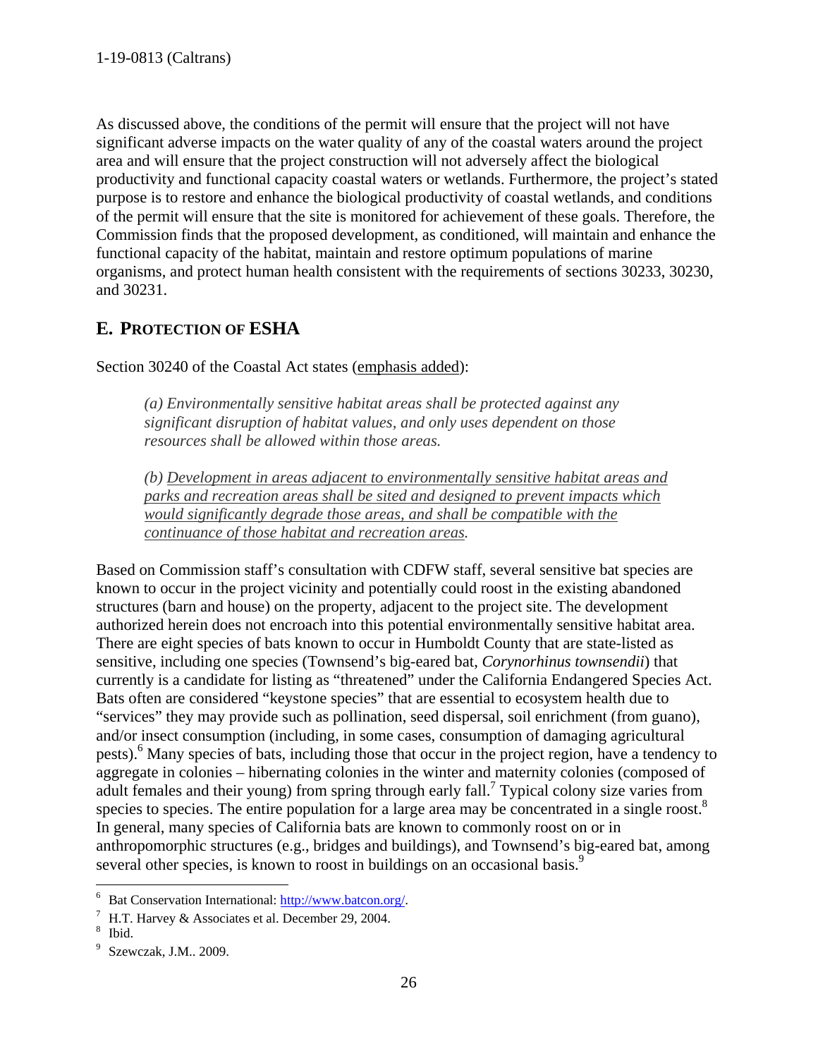As discussed above, the conditions of the permit will ensure that the project will not have significant adverse impacts on the water quality of any of the coastal waters around the project area and will ensure that the project construction will not adversely affect the biological productivity and functional capacity coastal waters or wetlands. Furthermore, the project's stated purpose is to restore and enhance the biological productivity of coastal wetlands, and conditions of the permit will ensure that the site is monitored for achievement of these goals. Therefore, the Commission finds that the proposed development, as conditioned, will maintain and enhance the functional capacity of the habitat, maintain and restore optimum populations of marine organisms, and protect human health consistent with the requirements of sections 30233, 30230, and 30231.

## E. PROTECTION OF ESHA

Section 30240 of the Coastal Act states (<u>emphasis added</u>):

> *(a) Environmentally sensitive habitat areas shall be protected against any significant disruption of habitat values, and only uses dependent on those resources shall be allowed within those areas.*
>
> *(b) <u>Development in areas adjacent to environmentally sensitive habitat areas and parks and recreation areas shall be sited and designed to prevent impacts which would significantly degrade those areas, and shall be compatible with the continuance of those habitat and recreation areas</u>.*

Based on Commission staff's consultation with CDFW staff, several sensitive bat species are known to occur in the project vicinity and potentially could roost in the existing abandoned structures (barn and house) on the property, adjacent to the project site. The development authorized herein does not encroach into this potential environmentally sensitive habitat area. There are eight species of bats known to occur in Humboldt County that are state-listed as sensitive, including one species (Townsend's big-eared bat, *Corynorhinus townsendii*) that currently is a candidate for listing as "threatened" under the California Endangered Species Act. Bats often are considered "keystone species" that are essential to ecosystem health due to "services" they may provide such as pollination, seed dispersal, soil enrichment (from guano), and/or insect consumption (including, in some cases, consumption of damaging agricultural pests).[6] Many species of bats, including those that occur in the project region, have a tendency to aggregate in colonies – hibernating colonies in the winter and maternity colonies (composed of adult females and their young) from spring through early fall.[7] Typical colony size varies from species to species. The entire population for a large area may be concentrated in a single roost.[8] In general, many species of California bats are known to commonly roost on or in anthropomorphic structures (e.g., bridges and buildings), and Townsend's big-eared bat, among several other species, is known to roost in buildings on an occasional basis.[9]

---

[6] Bat Conservation International: http://www.batcon.org/.

[7] H.T. Harvey & Associates et al. December 29, 2004.

[8] Ibid.

[9] Szewczak, J.M.. 2009.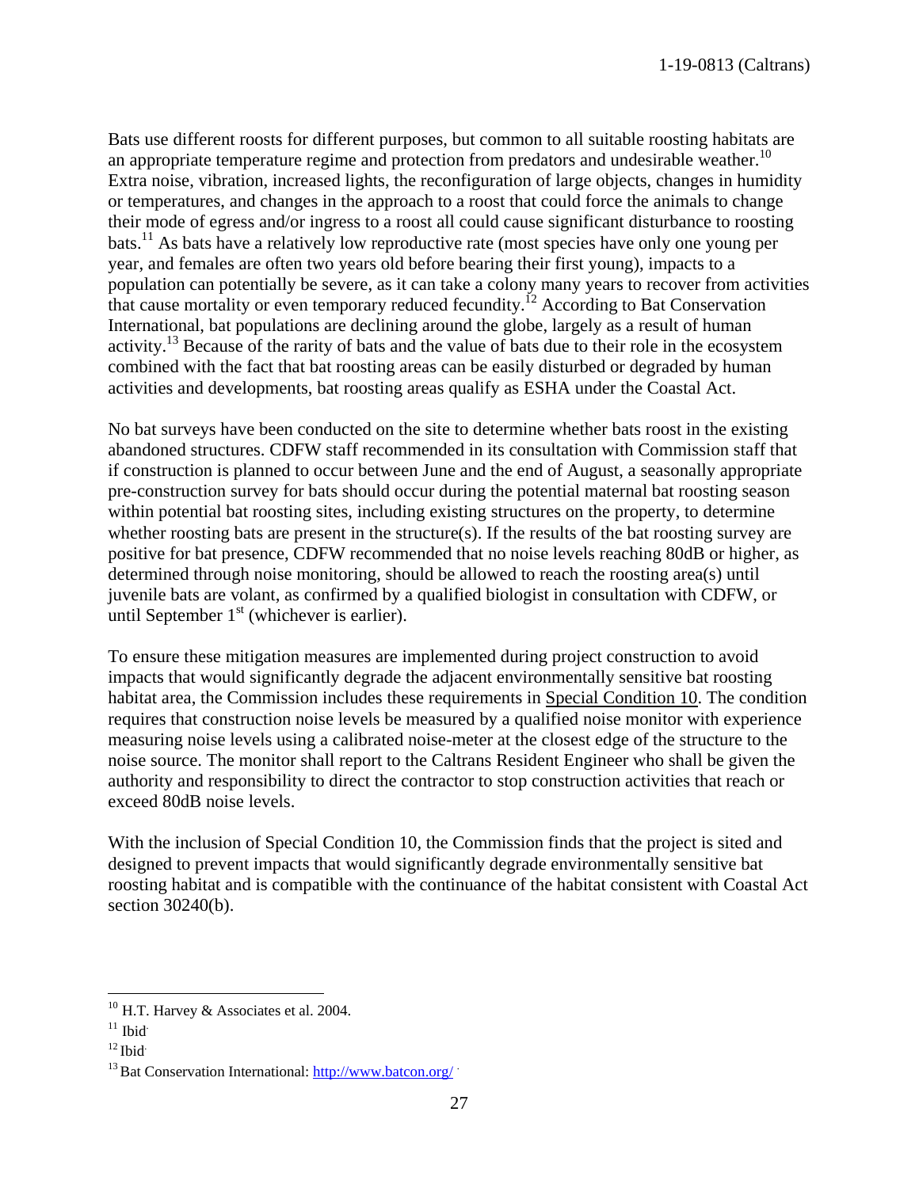Bats use different roosts for different purposes, but common to all suitable roosting habitats are an appropriate temperature regime and protection from predators and undesirable weather.[10] Extra noise, vibration, increased lights, the reconfiguration of large objects, changes in humidity or temperatures, and changes in the approach to a roost that could force the animals to change their mode of egress and/or ingress to a roost all could cause significant disturbance to roosting bats.[11] As bats have a relatively low reproductive rate (most species have only one young per year, and females are often two years old before bearing their first young), impacts to a population can potentially be severe, as it can take a colony many years to recover from activities that cause mortality or even temporary reduced fecundity.[12] According to Bat Conservation International, bat populations are declining around the globe, largely as a result of human activity.[13] Because of the rarity of bats and the value of bats due to their role in the ecosystem combined with the fact that bat roosting areas can be easily disturbed or degraded by human activities and developments, bat roosting areas qualify as ESHA under the Coastal Act.

No bat surveys have been conducted on the site to determine whether bats roost in the existing abandoned structures. CDFW staff recommended in its consultation with Commission staff that if construction is planned to occur between June and the end of August, a seasonally appropriate pre-construction survey for bats should occur during the potential maternal bat roosting season within potential bat roosting sites, including existing structures on the property, to determine whether roosting bats are present in the structure(s). If the results of the bat roosting survey are positive for bat presence, CDFW recommended that no noise levels reaching 80dB or higher, as determined through noise monitoring, should be allowed to reach the roosting area(s) until juvenile bats are volant, as confirmed by a qualified biologist in consultation with CDFW, or until September 1st (whichever is earlier).

To ensure these mitigation measures are implemented during project construction to avoid impacts that would significantly degrade the adjacent environmentally sensitive bat roosting habitat area, the Commission includes these requirements in Special Condition 10. The condition requires that construction noise levels be measured by a qualified noise monitor with experience measuring noise levels using a calibrated noise-meter at the closest edge of the structure to the noise source. The monitor shall report to the Caltrans Resident Engineer who shall be given the authority and responsibility to direct the contractor to stop construction activities that reach or exceed 80dB noise levels.

With the inclusion of Special Condition 10, the Commission finds that the project is sited and designed to prevent impacts that would significantly degrade environmentally sensitive bat roosting habitat and is compatible with the continuance of the habitat consistent with Coastal Act section 30240(b).

---

[10] H.T. Harvey & Associates et al. 2004.

[11] Ibid.

[12] Ibid.

[13] Bat Conservation International: http://www.batcon.org/ .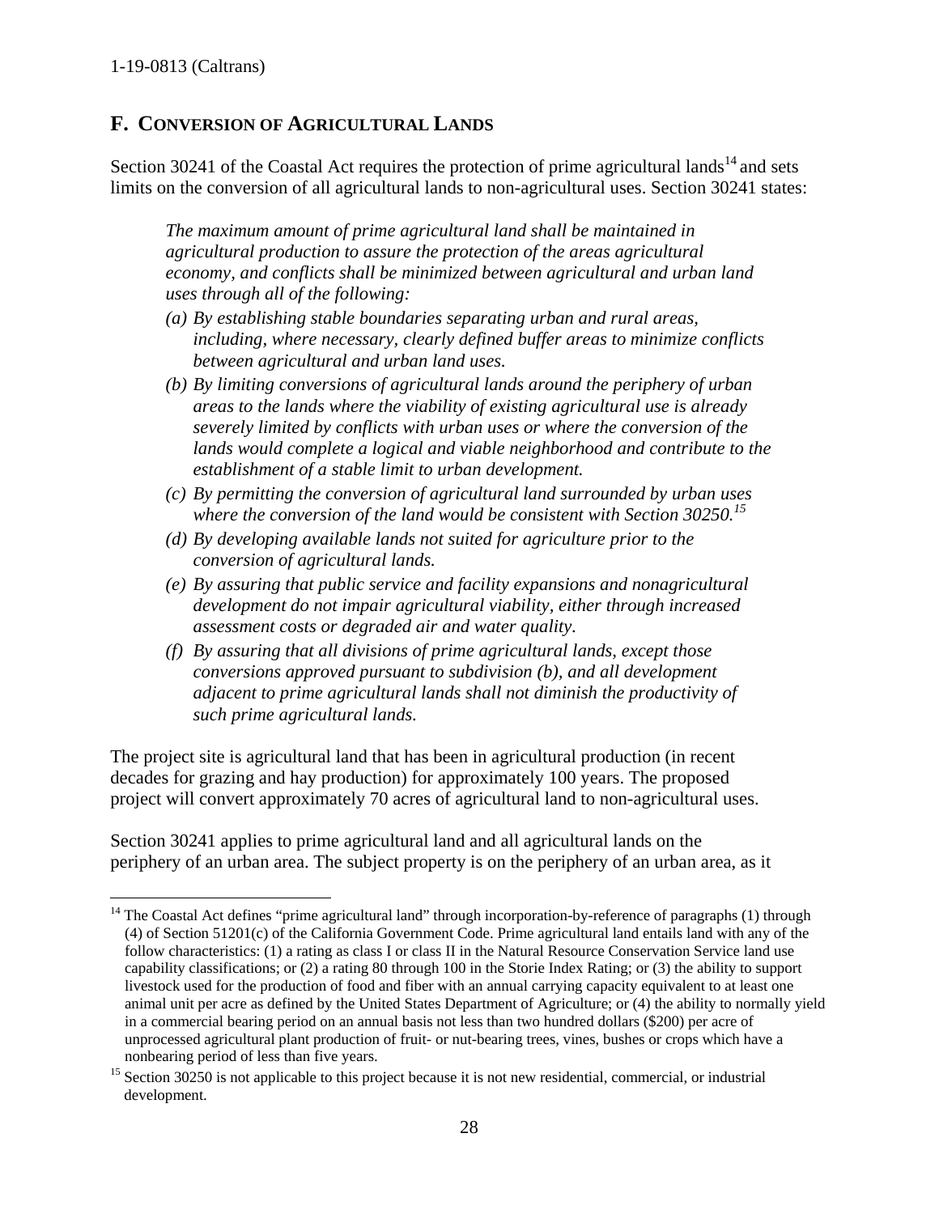## F. CONVERSION OF AGRICULTURAL LANDS

Section 30241 of the Coastal Act requires the protection of prime agricultural lands[14] and sets limits on the conversion of all agricultural lands to non-agricultural uses. Section 30241 states:

> *The maximum amount of prime agricultural land shall be maintained in agricultural production to assure the protection of the areas agricultural economy, and conflicts shall be minimized between agricultural and urban land uses through all of the following:*
>
> *(a) By establishing stable boundaries separating urban and rural areas, including, where necessary, clearly defined buffer areas to minimize conflicts between agricultural and urban land uses.*
>
> *(b) By limiting conversions of agricultural lands around the periphery of urban areas to the lands where the viability of existing agricultural use is already severely limited by conflicts with urban uses or where the conversion of the lands would complete a logical and viable neighborhood and contribute to the establishment of a stable limit to urban development.*
>
> *(c) By permitting the conversion of agricultural land surrounded by urban uses where the conversion of the land would be consistent with Section 30250.*[15]
>
> *(d) By developing available lands not suited for agriculture prior to the conversion of agricultural lands.*
>
> *(e) By assuring that public service and facility expansions and nonagricultural development do not impair agricultural viability, either through increased assessment costs or degraded air and water quality.*
>
> *(f) By assuring that all divisions of prime agricultural lands, except those conversions approved pursuant to subdivision (b), and all development adjacent to prime agricultural lands shall not diminish the productivity of such prime agricultural lands.*

The project site is agricultural land that has been in agricultural production (in recent decades for grazing and hay production) for approximately 100 years. The proposed project will convert approximately 70 acres of agricultural land to non-agricultural uses.

Section 30241 applies to prime agricultural land and all agricultural lands on the periphery of an urban area. The subject property is on the periphery of an urban area, as it

---

[14] The Coastal Act defines "prime agricultural land" through incorporation-by-reference of paragraphs (1) through (4) of Section 51201(c) of the California Government Code. Prime agricultural land entails land with any of the follow characteristics: (1) a rating as class I or class II in the Natural Resource Conservation Service land use capability classifications; or (2) a rating 80 through 100 in the Storie Index Rating; or (3) the ability to support livestock used for the production of food and fiber with an annual carrying capacity equivalent to at least one animal unit per acre as defined by the United States Department of Agriculture; or (4) the ability to normally yield in a commercial bearing period on an annual basis not less than two hundred dollars ($200) per acre of unprocessed agricultural plant production of fruit- or nut-bearing trees, vines, bushes or crops which have a nonbearing period of less than five years.

[15] Section 30250 is not applicable to this project because it is not new residential, commercial, or industrial development.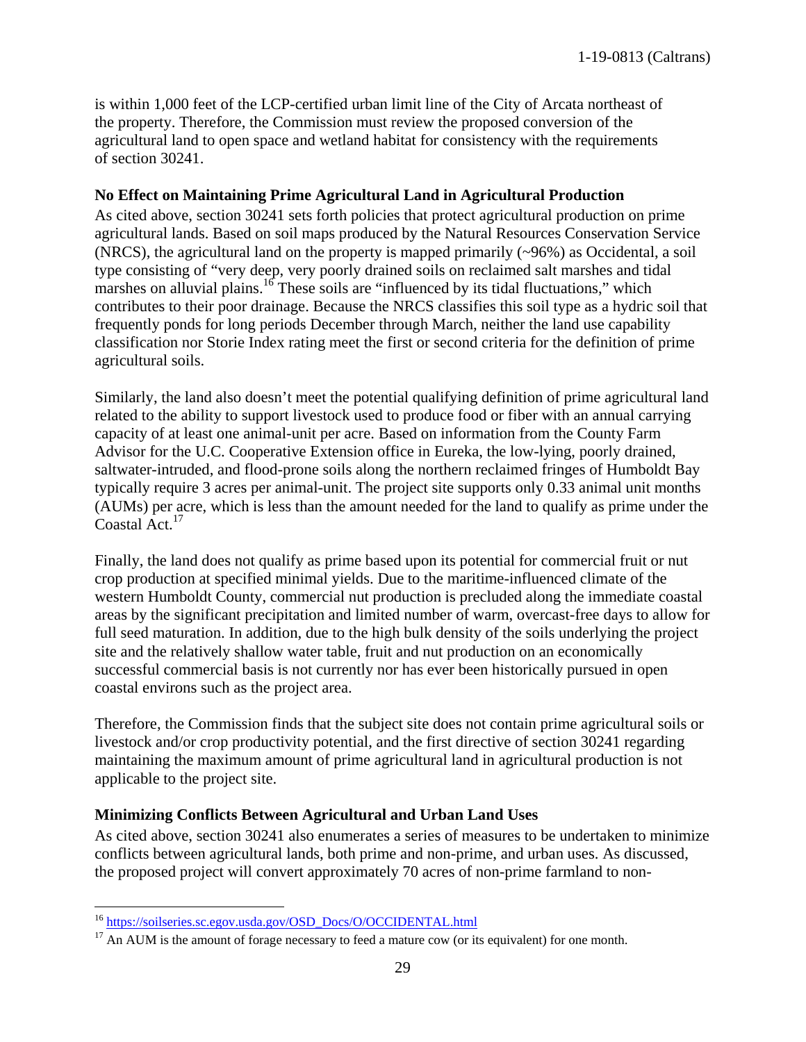is within 1,000 feet of the LCP-certified urban limit line of the City of Arcata northeast of the property. Therefore, the Commission must review the proposed conversion of the agricultural land to open space and wetland habitat for consistency with the requirements of section 30241.

**No Effect on Maintaining Prime Agricultural Land in Agricultural Production**

As cited above, section 30241 sets forth policies that protect agricultural production on prime agricultural lands. Based on soil maps produced by the Natural Resources Conservation Service (NRCS), the agricultural land on the property is mapped primarily (~96%) as Occidental, a soil type consisting of "very deep, very poorly drained soils on reclaimed salt marshes and tidal marshes on alluvial plains.[16] These soils are "influenced by its tidal fluctuations," which contributes to their poor drainage. Because the NRCS classifies this soil type as a hydric soil that frequently ponds for long periods December through March, neither the land use capability classification nor Storie Index rating meet the first or second criteria for the definition of prime agricultural soils.

Similarly, the land also doesn't meet the potential qualifying definition of prime agricultural land related to the ability to support livestock used to produce food or fiber with an annual carrying capacity of at least one animal-unit per acre. Based on information from the County Farm Advisor for the U.C. Cooperative Extension office in Eureka, the low-lying, poorly drained, saltwater-intruded, and flood-prone soils along the northern reclaimed fringes of Humboldt Bay typically require 3 acres per animal-unit. The project site supports only 0.33 animal unit months (AUMs) per acre, which is less than the amount needed for the land to qualify as prime under the Coastal Act.[17]

Finally, the land does not qualify as prime based upon its potential for commercial fruit or nut crop production at specified minimal yields. Due to the maritime-influenced climate of the western Humboldt County, commercial nut production is precluded along the immediate coastal areas by the significant precipitation and limited number of warm, overcast-free days to allow for full seed maturation. In addition, due to the high bulk density of the soils underlying the project site and the relatively shallow water table, fruit and nut production on an economically successful commercial basis is not currently nor has ever been historically pursued in open coastal environs such as the project area.

Therefore, the Commission finds that the subject site does not contain prime agricultural soils or livestock and/or crop productivity potential, and the first directive of section 30241 regarding maintaining the maximum amount of prime agricultural land in agricultural production is not applicable to the project site.

**Minimizing Conflicts Between Agricultural and Urban Land Uses**

As cited above, section 30241 also enumerates a series of measures to be undertaken to minimize conflicts between agricultural lands, both prime and non-prime, and urban uses. As discussed, the proposed project will convert approximately 70 acres of non-prime farmland to non-

---

[16] https://soilseries.sc.egov.usda.gov/OSD_Docs/O/OCCIDENTAL.html

[17] An AUM is the amount of forage necessary to feed a mature cow (or its equivalent) for one month.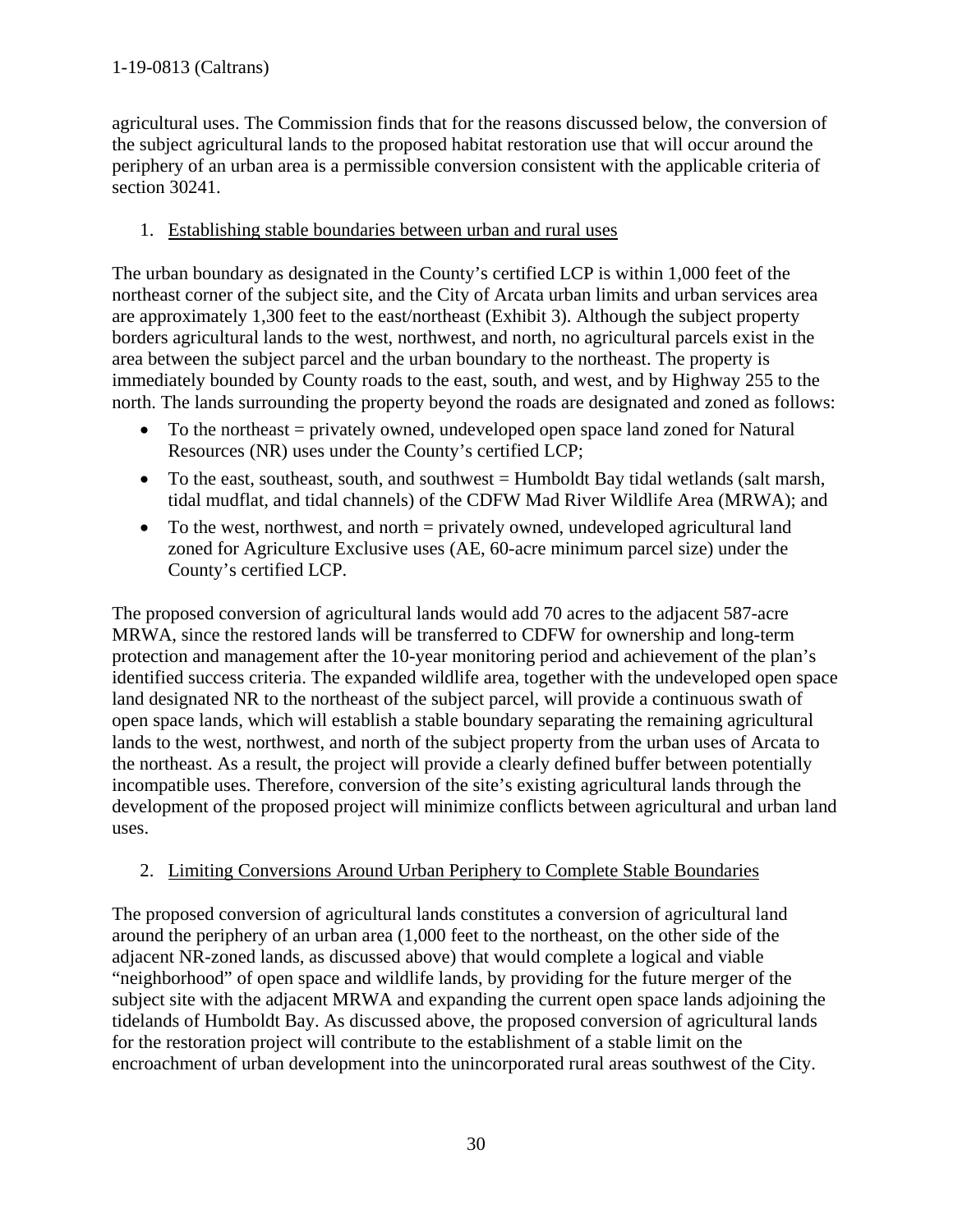agricultural uses. The Commission finds that for the reasons discussed below, the conversion of the subject agricultural lands to the proposed habitat restoration use that will occur around the periphery of an urban area is a permissible conversion consistent with the applicable criteria of section 30241.

1. Establishing stable boundaries between urban and rural uses

The urban boundary as designated in the County's certified LCP is within 1,000 feet of the northeast corner of the subject site, and the City of Arcata urban limits and urban services area are approximately 1,300 feet to the east/northeast (Exhibit 3). Although the subject property borders agricultural lands to the west, northwest, and north, no agricultural parcels exist in the area between the subject parcel and the urban boundary to the northeast. The property is immediately bounded by County roads to the east, south, and west, and by Highway 255 to the north. The lands surrounding the property beyond the roads are designated and zoned as follows:

- To the northeast = privately owned, undeveloped open space land zoned for Natural Resources (NR) uses under the County's certified LCP;
- To the east, southeast, south, and southwest = Humboldt Bay tidal wetlands (salt marsh, tidal mudflat, and tidal channels) of the CDFW Mad River Wildlife Area (MRWA); and
- To the west, northwest, and north = privately owned, undeveloped agricultural land zoned for Agriculture Exclusive uses (AE, 60-acre minimum parcel size) under the County's certified LCP.

The proposed conversion of agricultural lands would add 70 acres to the adjacent 587-acre MRWA, since the restored lands will be transferred to CDFW for ownership and long-term protection and management after the 10-year monitoring period and achievement of the plan's identified success criteria. The expanded wildlife area, together with the undeveloped open space land designated NR to the northeast of the subject parcel, will provide a continuous swath of open space lands, which will establish a stable boundary separating the remaining agricultural lands to the west, northwest, and north of the subject property from the urban uses of Arcata to the northeast. As a result, the project will provide a clearly defined buffer between potentially incompatible uses. Therefore, conversion of the site's existing agricultural lands through the development of the proposed project will minimize conflicts between agricultural and urban land uses.

2. Limiting Conversions Around Urban Periphery to Complete Stable Boundaries

The proposed conversion of agricultural lands constitutes a conversion of agricultural land around the periphery of an urban area (1,000 feet to the northeast, on the other side of the adjacent NR-zoned lands, as discussed above) that would complete a logical and viable "neighborhood" of open space and wildlife lands, by providing for the future merger of the subject site with the adjacent MRWA and expanding the current open space lands adjoining the tidelands of Humboldt Bay. As discussed above, the proposed conversion of agricultural lands for the restoration project will contribute to the establishment of a stable limit on the encroachment of urban development into the unincorporated rural areas southwest of the City.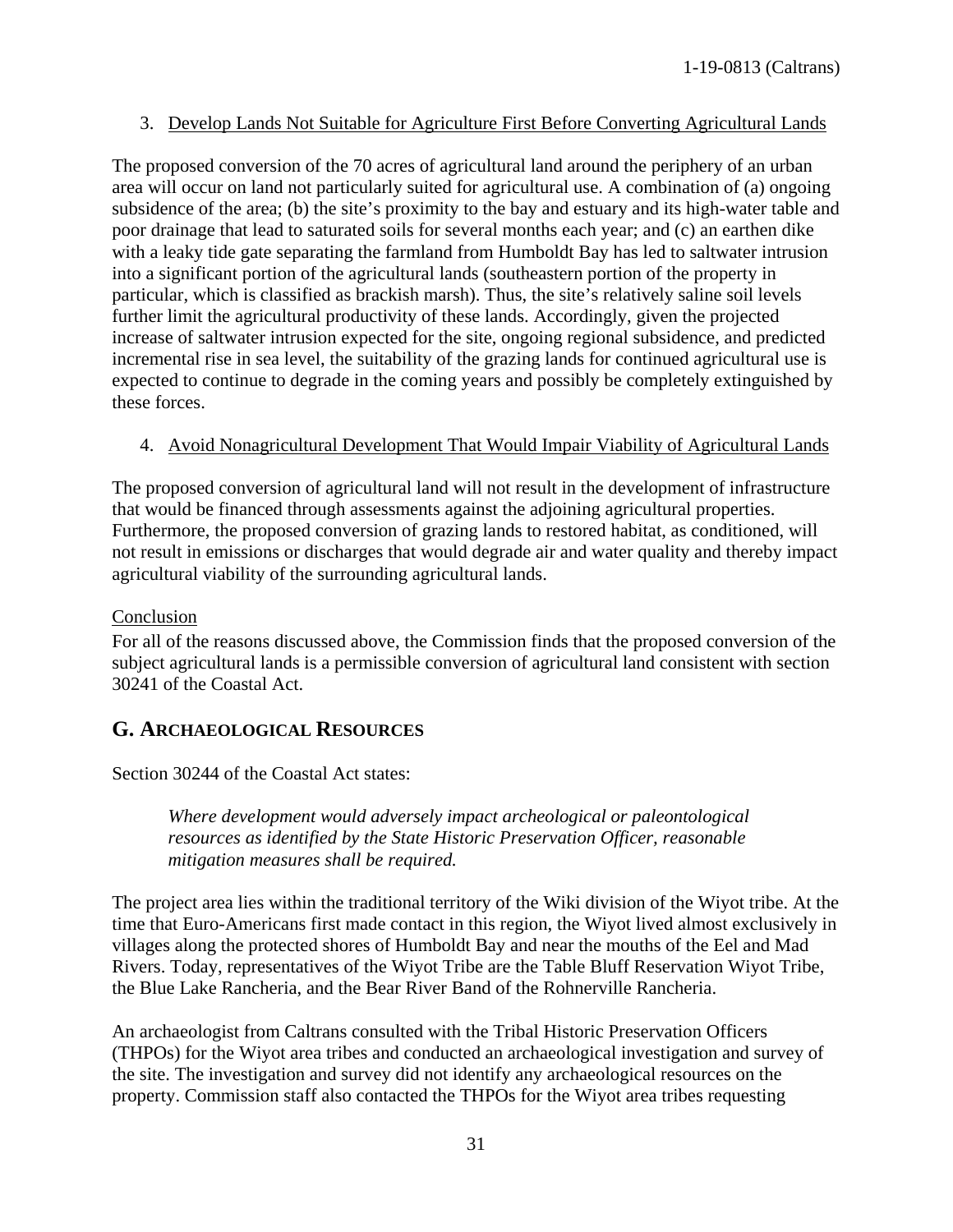3. Develop Lands Not Suitable for Agriculture First Before Converting Agricultural Lands

The proposed conversion of the 70 acres of agricultural land around the periphery of an urban area will occur on land not particularly suited for agricultural use. A combination of (a) ongoing subsidence of the area; (b) the site's proximity to the bay and estuary and its high-water table and poor drainage that lead to saturated soils for several months each year; and (c) an earthen dike with a leaky tide gate separating the farmland from Humboldt Bay has led to saltwater intrusion into a significant portion of the agricultural lands (southeastern portion of the property in particular, which is classified as brackish marsh). Thus, the site's relatively saline soil levels further limit the agricultural productivity of these lands. Accordingly, given the projected increase of saltwater intrusion expected for the site, ongoing regional subsidence, and predicted incremental rise in sea level, the suitability of the grazing lands for continued agricultural use is expected to continue to degrade in the coming years and possibly be completely extinguished by these forces.

4. Avoid Nonagricultural Development That Would Impair Viability of Agricultural Lands

The proposed conversion of agricultural land will not result in the development of infrastructure that would be financed through assessments against the adjoining agricultural properties. Furthermore, the proposed conversion of grazing lands to restored habitat, as conditioned, will not result in emissions or discharges that would degrade air and water quality and thereby impact agricultural viability of the surrounding agricultural lands.

Conclusion

For all of the reasons discussed above, the Commission finds that the proposed conversion of the subject agricultural lands is a permissible conversion of agricultural land consistent with section 30241 of the Coastal Act.

## G. ARCHAEOLOGICAL RESOURCES

Section 30244 of the Coastal Act states:

> *Where development would adversely impact archeological or paleontological resources as identified by the State Historic Preservation Officer, reasonable mitigation measures shall be required.*

The project area lies within the traditional territory of the Wiki division of the Wiyot tribe. At the time that Euro-Americans first made contact in this region, the Wiyot lived almost exclusively in villages along the protected shores of Humboldt Bay and near the mouths of the Eel and Mad Rivers. Today, representatives of the Wiyot Tribe are the Table Bluff Reservation Wiyot Tribe, the Blue Lake Rancheria, and the Bear River Band of the Rohnerville Rancheria.

An archaeologist from Caltrans consulted with the Tribal Historic Preservation Officers (THPOs) for the Wiyot area tribes and conducted an archaeological investigation and survey of the site. The investigation and survey did not identify any archaeological resources on the property. Commission staff also contacted the THPOs for the Wiyot area tribes requesting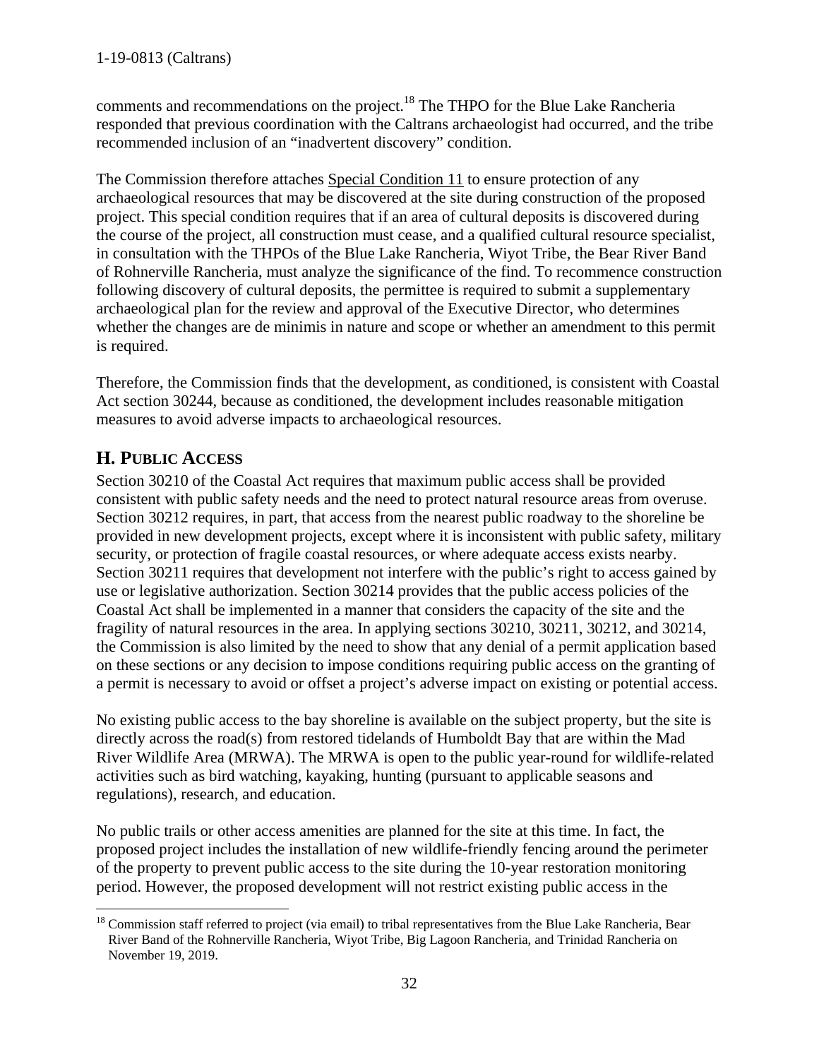comments and recommendations on the project.[18] The THPO for the Blue Lake Rancheria responded that previous coordination with the Caltrans archaeologist had occurred, and the tribe recommended inclusion of an "inadvertent discovery" condition.

The Commission therefore attaches Special Condition 11 to ensure protection of any archaeological resources that may be discovered at the site during construction of the proposed project. This special condition requires that if an area of cultural deposits is discovered during the course of the project, all construction must cease, and a qualified cultural resource specialist, in consultation with the THPOs of the Blue Lake Rancheria, Wiyot Tribe, the Bear River Band of Rohnerville Rancheria, must analyze the significance of the find. To recommence construction following discovery of cultural deposits, the permittee is required to submit a supplementary archaeological plan for the review and approval of the Executive Director, who determines whether the changes are de minimis in nature and scope or whether an amendment to this permit is required.

Therefore, the Commission finds that the development, as conditioned, is consistent with Coastal Act section 30244, because as conditioned, the development includes reasonable mitigation measures to avoid adverse impacts to archaeological resources.

## H. Public Access

Section 30210 of the Coastal Act requires that maximum public access shall be provided consistent with public safety needs and the need to protect natural resource areas from overuse. Section 30212 requires, in part, that access from the nearest public roadway to the shoreline be provided in new development projects, except where it is inconsistent with public safety, military security, or protection of fragile coastal resources, or where adequate access exists nearby. Section 30211 requires that development not interfere with the public's right to access gained by use or legislative authorization. Section 30214 provides that the public access policies of the Coastal Act shall be implemented in a manner that considers the capacity of the site and the fragility of natural resources in the area. In applying sections 30210, 30211, 30212, and 30214, the Commission is also limited by the need to show that any denial of a permit application based on these sections or any decision to impose conditions requiring public access on the granting of a permit is necessary to avoid or offset a project's adverse impact on existing or potential access.

No existing public access to the bay shoreline is available on the subject property, but the site is directly across the road(s) from restored tidelands of Humboldt Bay that are within the Mad River Wildlife Area (MRWA). The MRWA is open to the public year-round for wildlife-related activities such as bird watching, kayaking, hunting (pursuant to applicable seasons and regulations), research, and education.

No public trails or other access amenities are planned for the site at this time. In fact, the proposed project includes the installation of new wildlife-friendly fencing around the perimeter of the property to prevent public access to the site during the 10-year restoration monitoring period. However, the proposed development will not restrict existing public access in the

[18] Commission staff referred to project (via email) to tribal representatives from the Blue Lake Rancheria, Bear River Band of the Rohnerville Rancheria, Wiyot Tribe, Big Lagoon Rancheria, and Trinidad Rancheria on November 19, 2019.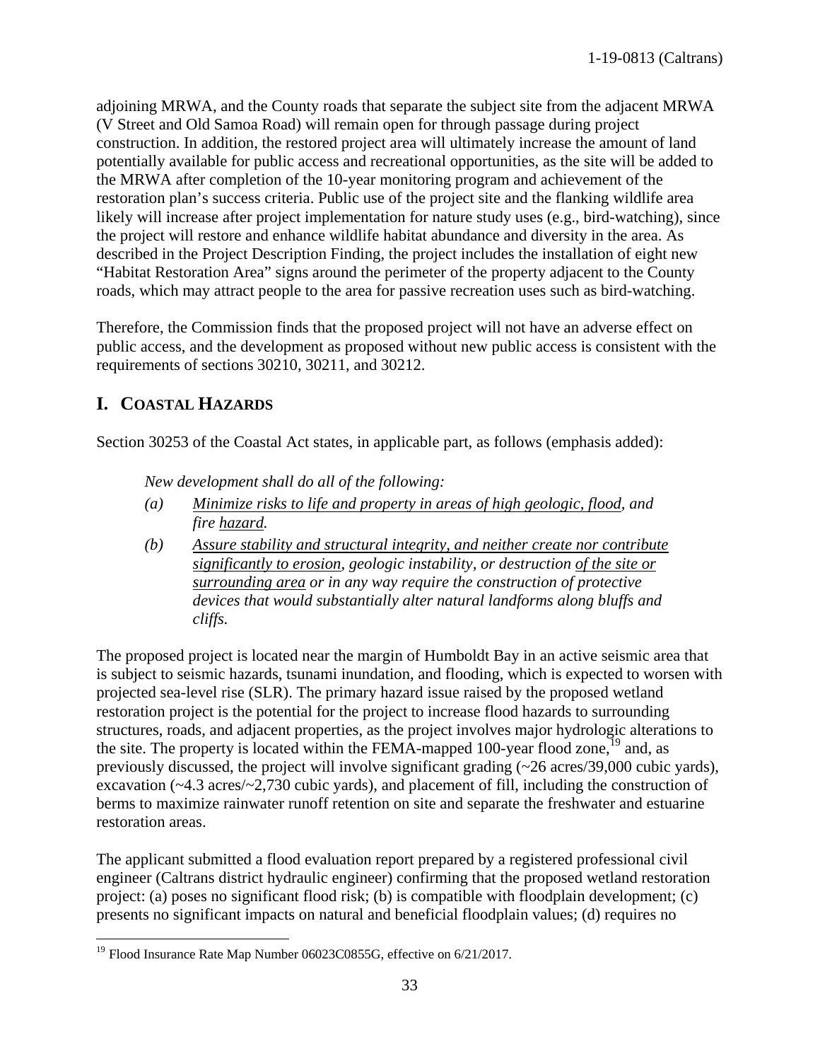adjoining MRWA, and the County roads that separate the subject site from the adjacent MRWA (V Street and Old Samoa Road) will remain open for through passage during project construction. In addition, the restored project area will ultimately increase the amount of land potentially available for public access and recreational opportunities, as the site will be added to the MRWA after completion of the 10-year monitoring program and achievement of the restoration plan's success criteria. Public use of the project site and the flanking wildlife area likely will increase after project implementation for nature study uses (e.g., bird-watching), since the project will restore and enhance wildlife habitat abundance and diversity in the area. As described in the Project Description Finding, the project includes the installation of eight new "Habitat Restoration Area" signs around the perimeter of the property adjacent to the County roads, which may attract people to the area for passive recreation uses such as bird-watching.

Therefore, the Commission finds that the proposed project will not have an adverse effect on public access, and the development as proposed without new public access is consistent with the requirements of sections 30210, 30211, and 30212.

## I. COASTAL HAZARDS

Section 30253 of the Coastal Act states, in applicable part, as follows (emphasis added):

> *New development shall do all of the following:*
>
> *(a) <u>Minimize risks to life and property in areas of high geologic, flood</u>, and fire <u>hazard</u>.*
>
> *(b) <u>Assure stability and structural integrity, and neither create nor contribute significantly to erosion</u>, geologic instability, or destruction <u>of the site or surrounding area</u> or in any way require the construction of protective devices that would substantially alter natural landforms along bluffs and cliffs.*

The proposed project is located near the margin of Humboldt Bay in an active seismic area that is subject to seismic hazards, tsunami inundation, and flooding, which is expected to worsen with projected sea-level rise (SLR). The primary hazard issue raised by the proposed wetland restoration project is the potential for the project to increase flood hazards to surrounding structures, roads, and adjacent properties, as the project involves major hydrologic alterations to the site. The property is located within the FEMA-mapped 100-year flood zone,[19] and, as previously discussed, the project will involve significant grading (~26 acres/39,000 cubic yards), excavation (~4.3 acres/~2,730 cubic yards), and placement of fill, including the construction of berms to maximize rainwater runoff retention on site and separate the freshwater and estuarine restoration areas.

The applicant submitted a flood evaluation report prepared by a registered professional civil engineer (Caltrans district hydraulic engineer) confirming that the proposed wetland restoration project: (a) poses no significant flood risk; (b) is compatible with floodplain development; (c) presents no significant impacts on natural and beneficial floodplain values; (d) requires no

[19] Flood Insurance Rate Map Number 06023C0855G, effective on 6/21/2017.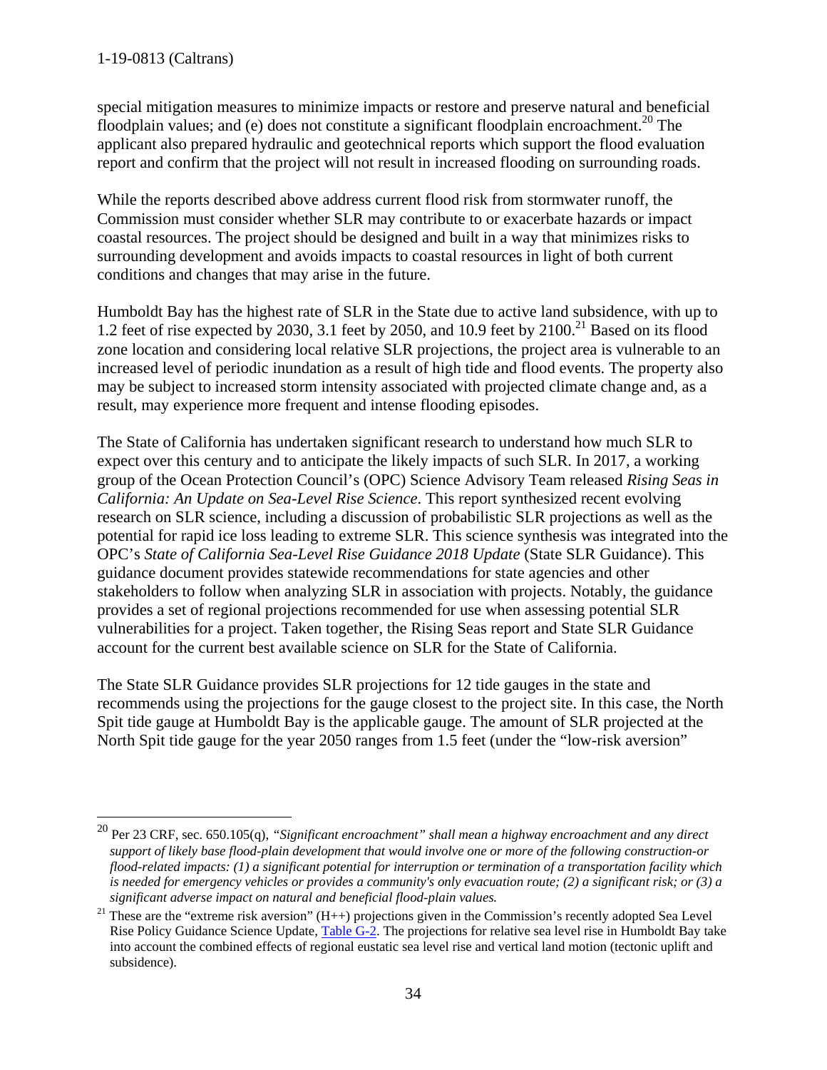special mitigation measures to minimize impacts or restore and preserve natural and beneficial floodplain values; and (e) does not constitute a significant floodplain encroachment.[20] The applicant also prepared hydraulic and geotechnical reports which support the flood evaluation report and confirm that the project will not result in increased flooding on surrounding roads.

While the reports described above address current flood risk from stormwater runoff, the Commission must consider whether SLR may contribute to or exacerbate hazards or impact coastal resources. The project should be designed and built in a way that minimizes risks to surrounding development and avoids impacts to coastal resources in light of both current conditions and changes that may arise in the future.

Humboldt Bay has the highest rate of SLR in the State due to active land subsidence, with up to 1.2 feet of rise expected by 2030, 3.1 feet by 2050, and 10.9 feet by 2100.[21] Based on its flood zone location and considering local relative SLR projections, the project area is vulnerable to an increased level of periodic inundation as a result of high tide and flood events. The property also may be subject to increased storm intensity associated with projected climate change and, as a result, may experience more frequent and intense flooding episodes.

The State of California has undertaken significant research to understand how much SLR to expect over this century and to anticipate the likely impacts of such SLR. In 2017, a working group of the Ocean Protection Council's (OPC) Science Advisory Team released *Rising Seas in California: An Update on Sea-Level Rise Science*. This report synthesized recent evolving research on SLR science, including a discussion of probabilistic SLR projections as well as the potential for rapid ice loss leading to extreme SLR. This science synthesis was integrated into the OPC's *State of California Sea-Level Rise Guidance 2018 Update* (State SLR Guidance). This guidance document provides statewide recommendations for state agencies and other stakeholders to follow when analyzing SLR in association with projects. Notably, the guidance provides a set of regional projections recommended for use when assessing potential SLR vulnerabilities for a project. Taken together, the Rising Seas report and State SLR Guidance account for the current best available science on SLR for the State of California.

The State SLR Guidance provides SLR projections for 12 tide gauges in the state and recommends using the projections for the gauge closest to the project site. In this case, the North Spit tide gauge at Humboldt Bay is the applicable gauge. The amount of SLR projected at the North Spit tide gauge for the year 2050 ranges from 1.5 feet (under the "low-risk aversion"

---

[20] Per 23 CRF, sec. 650.105(q), *"Significant encroachment" shall mean a highway encroachment and any direct support of likely base flood-plain development that would involve one or more of the following construction-or flood-related impacts: (1) a significant potential for interruption or termination of a transportation facility which is needed for emergency vehicles or provides a community's only evacuation route; (2) a significant risk; or (3) a significant adverse impact on natural and beneficial flood-plain values.*

[21] These are the "extreme risk aversion" (H++) projections given in the Commission's recently adopted Sea Level Rise Policy Guidance Science Update, Table G-2. The projections for relative sea level rise in Humboldt Bay take into account the combined effects of regional eustatic sea level rise and vertical land motion (tectonic uplift and subsidence).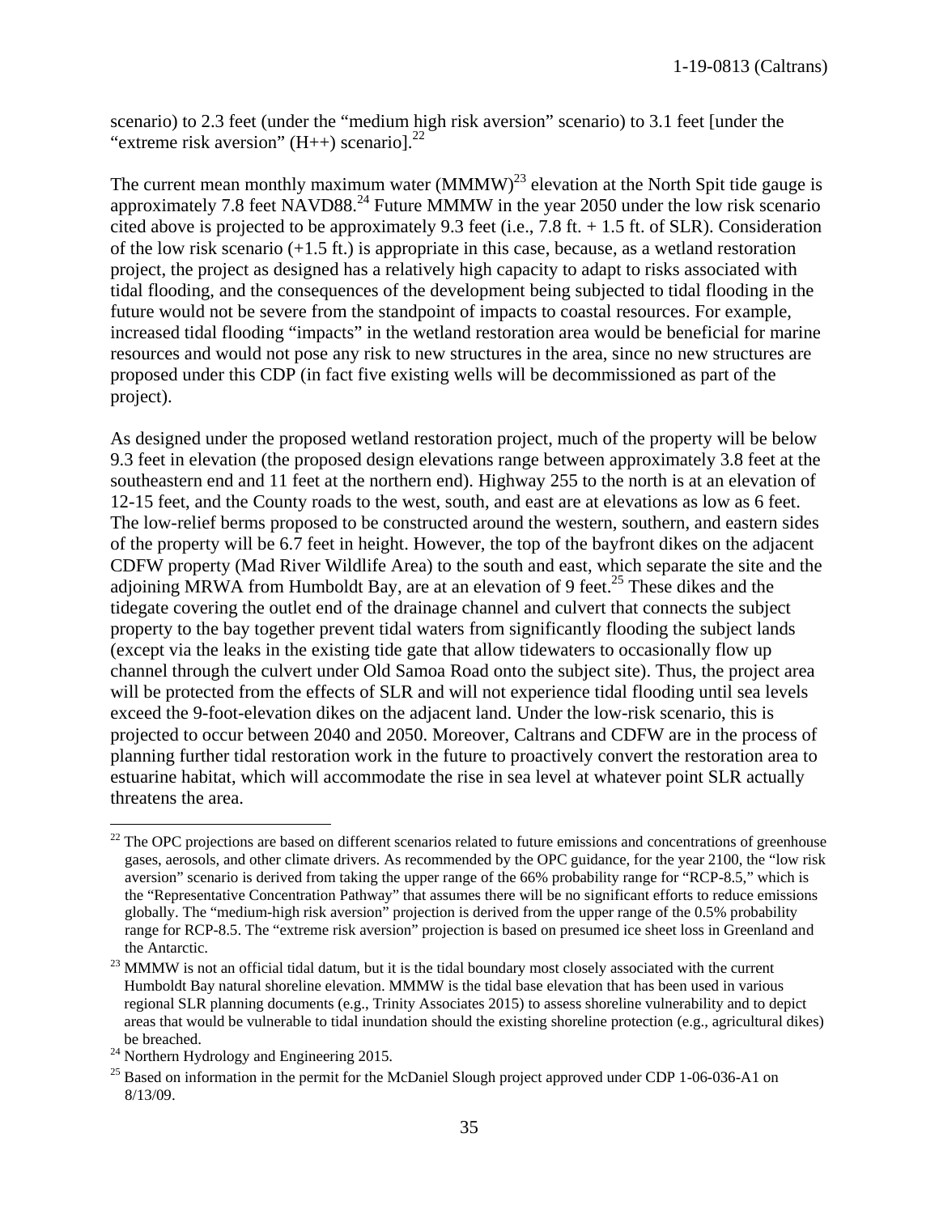scenario) to 2.3 feet (under the "medium high risk aversion" scenario) to 3.1 feet [under the "extreme risk aversion" (H++) scenario].[22]

The current mean monthly maximum water (MMMW)[23] elevation at the North Spit tide gauge is approximately 7.8 feet NAVD88.[24] Future MMMW in the year 2050 under the low risk scenario cited above is projected to be approximately 9.3 feet (i.e., 7.8 ft. + 1.5 ft. of SLR). Consideration of the low risk scenario (+1.5 ft.) is appropriate in this case, because, as a wetland restoration project, the project as designed has a relatively high capacity to adapt to risks associated with tidal flooding, and the consequences of the development being subjected to tidal flooding in the future would not be severe from the standpoint of impacts to coastal resources. For example, increased tidal flooding "impacts" in the wetland restoration area would be beneficial for marine resources and would not pose any risk to new structures in the area, since no new structures are proposed under this CDP (in fact five existing wells will be decommissioned as part of the project).

As designed under the proposed wetland restoration project, much of the property will be below 9.3 feet in elevation (the proposed design elevations range between approximately 3.8 feet at the southeastern end and 11 feet at the northern end). Highway 255 to the north is at an elevation of 12-15 feet, and the County roads to the west, south, and east are at elevations as low as 6 feet. The low-relief berms proposed to be constructed around the western, southern, and eastern sides of the property will be 6.7 feet in height. However, the top of the bayfront dikes on the adjacent CDFW property (Mad River Wildlife Area) to the south and east, which separate the site and the adjoining MRWA from Humboldt Bay, are at an elevation of 9 feet.[25] These dikes and the tidegate covering the outlet end of the drainage channel and culvert that connects the subject property to the bay together prevent tidal waters from significantly flooding the subject lands (except via the leaks in the existing tide gate that allow tidewaters to occasionally flow up channel through the culvert under Old Samoa Road onto the subject site). Thus, the project area will be protected from the effects of SLR and will not experience tidal flooding until sea levels exceed the 9-foot-elevation dikes on the adjacent land. Under the low-risk scenario, this is projected to occur between 2040 and 2050. Moreover, Caltrans and CDFW are in the process of planning further tidal restoration work in the future to proactively convert the restoration area to estuarine habitat, which will accommodate the rise in sea level at whatever point SLR actually threatens the area.

---

[22] The OPC projections are based on different scenarios related to future emissions and concentrations of greenhouse gases, aerosols, and other climate drivers. As recommended by the OPC guidance, for the year 2100, the "low risk aversion" scenario is derived from taking the upper range of the 66% probability range for "RCP-8.5," which is the "Representative Concentration Pathway" that assumes there will be no significant efforts to reduce emissions globally. The "medium-high risk aversion" projection is derived from the upper range of the 0.5% probability range for RCP-8.5. The "extreme risk aversion" projection is based on presumed ice sheet loss in Greenland and the Antarctic.

[23] MMMW is not an official tidal datum, but it is the tidal boundary most closely associated with the current Humboldt Bay natural shoreline elevation. MMMW is the tidal base elevation that has been used in various regional SLR planning documents (e.g., Trinity Associates 2015) to assess shoreline vulnerability and to depict areas that would be vulnerable to tidal inundation should the existing shoreline protection (e.g., agricultural dikes) be breached.

[24] Northern Hydrology and Engineering 2015.

[25] Based on information in the permit for the McDaniel Slough project approved under CDP 1-06-036-A1 on 8/13/09.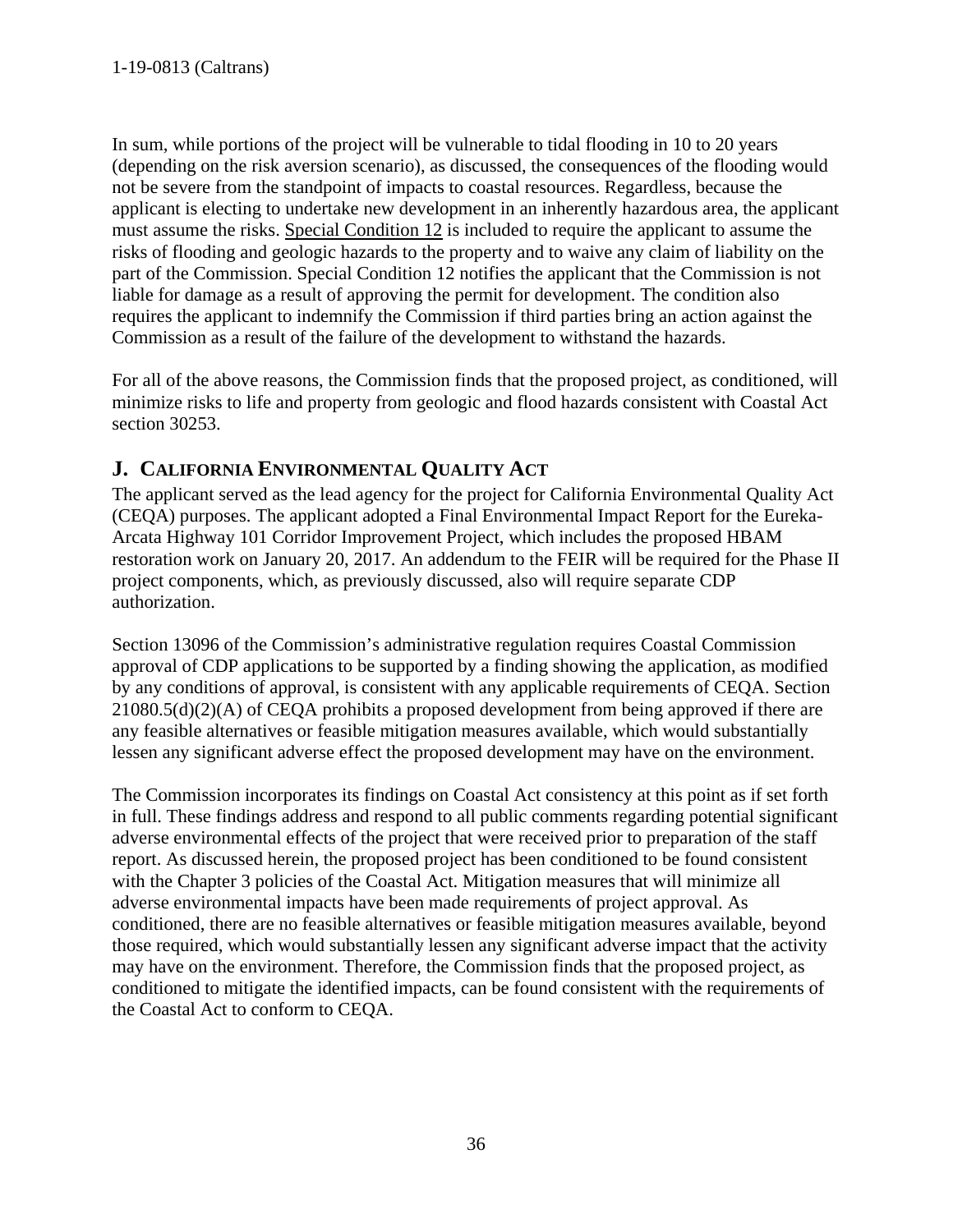In sum, while portions of the project will be vulnerable to tidal flooding in 10 to 20 years (depending on the risk aversion scenario), as discussed, the consequences of the flooding would not be severe from the standpoint of impacts to coastal resources. Regardless, because the applicant is electing to undertake new development in an inherently hazardous area, the applicant must assume the risks. Special Condition 12 is included to require the applicant to assume the risks of flooding and geologic hazards to the property and to waive any claim of liability on the part of the Commission. Special Condition 12 notifies the applicant that the Commission is not liable for damage as a result of approving the permit for development. The condition also requires the applicant to indemnify the Commission if third parties bring an action against the Commission as a result of the failure of the development to withstand the hazards.

For all of the above reasons, the Commission finds that the proposed project, as conditioned, will minimize risks to life and property from geologic and flood hazards consistent with Coastal Act section 30253.

## J. CALIFORNIA ENVIRONMENTAL QUALITY ACT

The applicant served as the lead agency for the project for California Environmental Quality Act (CEQA) purposes. The applicant adopted a Final Environmental Impact Report for the Eureka-Arcata Highway 101 Corridor Improvement Project, which includes the proposed HBAM restoration work on January 20, 2017. An addendum to the FEIR will be required for the Phase II project components, which, as previously discussed, also will require separate CDP authorization.

Section 13096 of the Commission's administrative regulation requires Coastal Commission approval of CDP applications to be supported by a finding showing the application, as modified by any conditions of approval, is consistent with any applicable requirements of CEQA. Section 21080.5(d)(2)(A) of CEQA prohibits a proposed development from being approved if there are any feasible alternatives or feasible mitigation measures available, which would substantially lessen any significant adverse effect the proposed development may have on the environment.

The Commission incorporates its findings on Coastal Act consistency at this point as if set forth in full. These findings address and respond to all public comments regarding potential significant adverse environmental effects of the project that were received prior to preparation of the staff report. As discussed herein, the proposed project has been conditioned to be found consistent with the Chapter 3 policies of the Coastal Act. Mitigation measures that will minimize all adverse environmental impacts have been made requirements of project approval. As conditioned, there are no feasible alternatives or feasible mitigation measures available, beyond those required, which would substantially lessen any significant adverse impact that the activity may have on the environment. Therefore, the Commission finds that the proposed project, as conditioned to mitigate the identified impacts, can be found consistent with the requirements of the Coastal Act to conform to CEQA.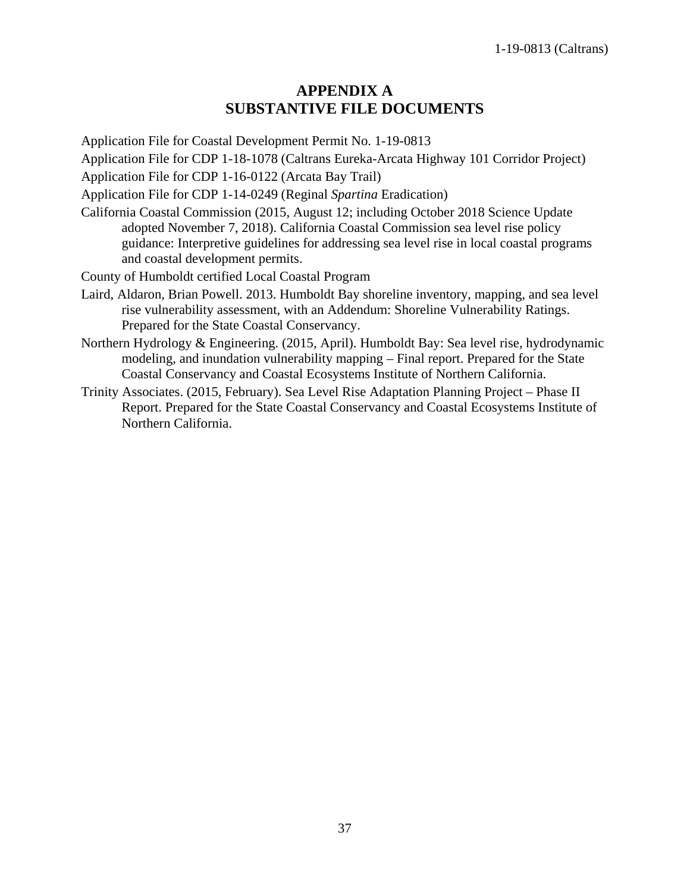# APPENDIX A
# SUBSTANTIVE FILE DOCUMENTS

Application File for Coastal Development Permit No. 1-19-0813

Application File for CDP 1-18-1078 (Caltrans Eureka-Arcata Highway 101 Corridor Project)

Application File for CDP 1-16-0122 (Arcata Bay Trail)

Application File for CDP 1-14-0249 (Reginal *Spartina* Eradication)

California Coastal Commission (2015, August 12; including October 2018 Science Update adopted November 7, 2018). California Coastal Commission sea level rise policy guidance: Interpretive guidelines for addressing sea level rise in local coastal programs and coastal development permits.

County of Humboldt certified Local Coastal Program

Laird, Aldaron, Brian Powell. 2013. Humboldt Bay shoreline inventory, mapping, and sea level rise vulnerability assessment, with an Addendum: Shoreline Vulnerability Ratings. Prepared for the State Coastal Conservancy.

Northern Hydrology & Engineering. (2015, April). Humboldt Bay: Sea level rise, hydrodynamic modeling, and inundation vulnerability mapping – Final report. Prepared for the State Coastal Conservancy and Coastal Ecosystems Institute of Northern California.

Trinity Associates. (2015, February). Sea Level Rise Adaptation Planning Project – Phase II Report. Prepared for the State Coastal Conservancy and Coastal Ecosystems Institute of Northern California.